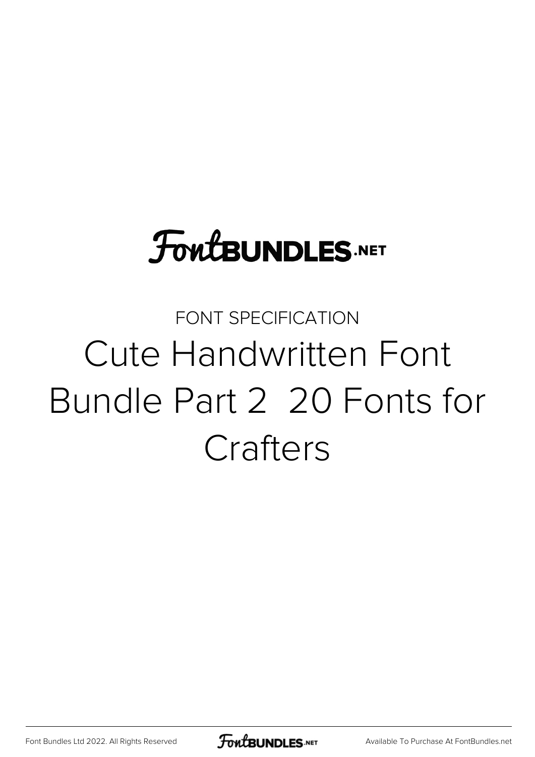FontBUNDLES.NET

FONT SPECIFICATION

# Cute Handwritten Font Bundle Part 2  20 Fonts for Crafters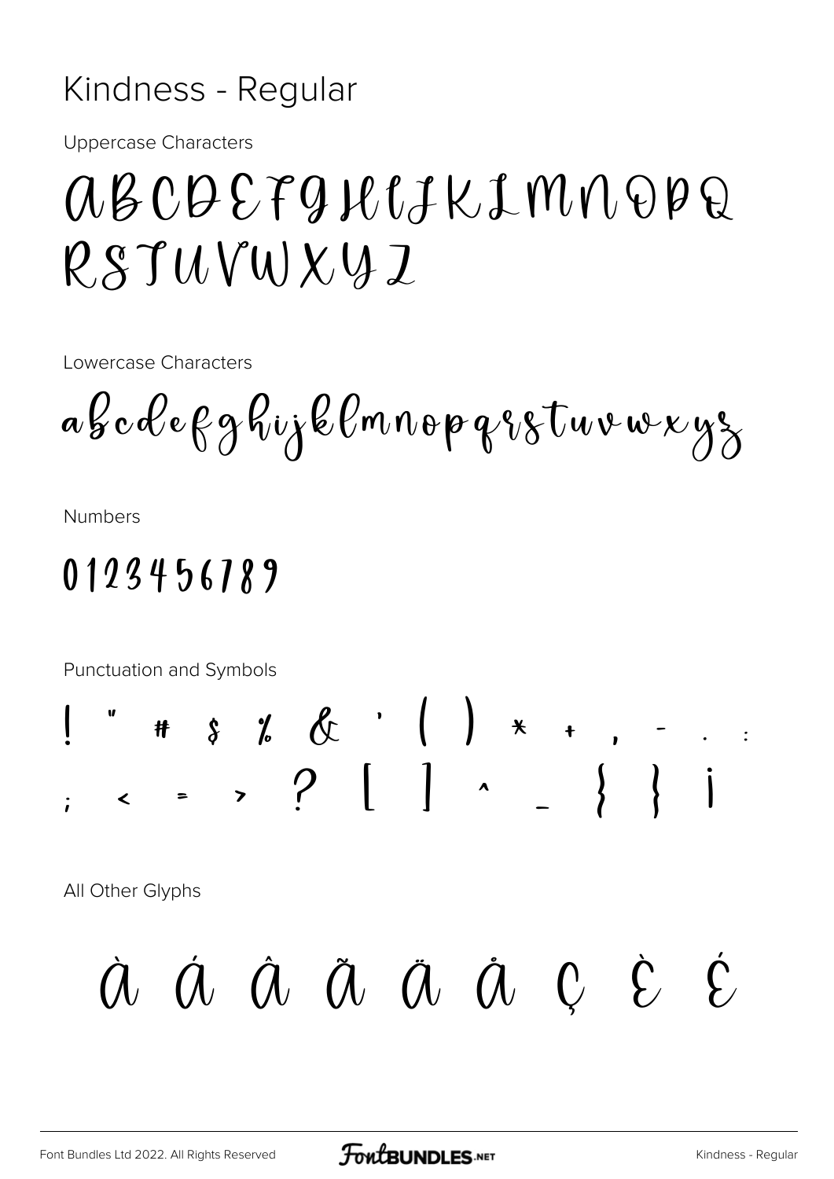# Kindness - Regular

Uppercase Characters

ABCDEFGHIJKLMNOPQ
RSTUVWXYZ

Lowercase Characters

abcdefghijklmnopqrstuvwxyz

Numbers

0123456789

Punctuation and Symbols

! " # $ % & ' ( ) * + , - . :
; < = > ? [ ] ^ _ { } ¡

All Other Glyphs

À Á Â Ã Ä Å Ç È É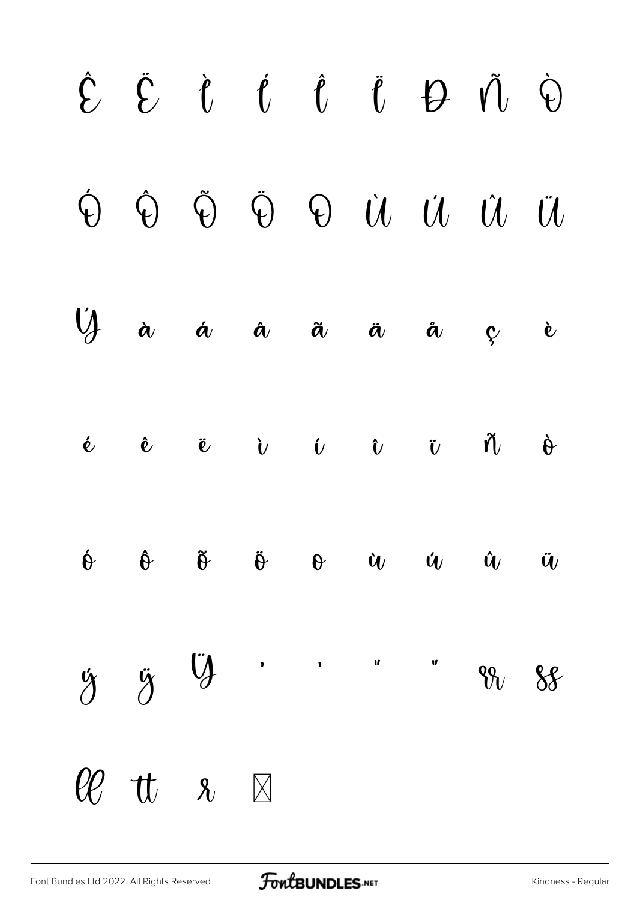Ê Ë Ì Í Î Ï Ð Ñ Ò

Ó Ô Õ Ö Ø Ù Ú Û Ü

Ý à á â ã ä å ç è

é ê ë ì í î ï ñ ò

ó ô õ ö ø ù ú û ü

ý ÿ Ÿ ‘ ’ “ ” rr ss

ll tt r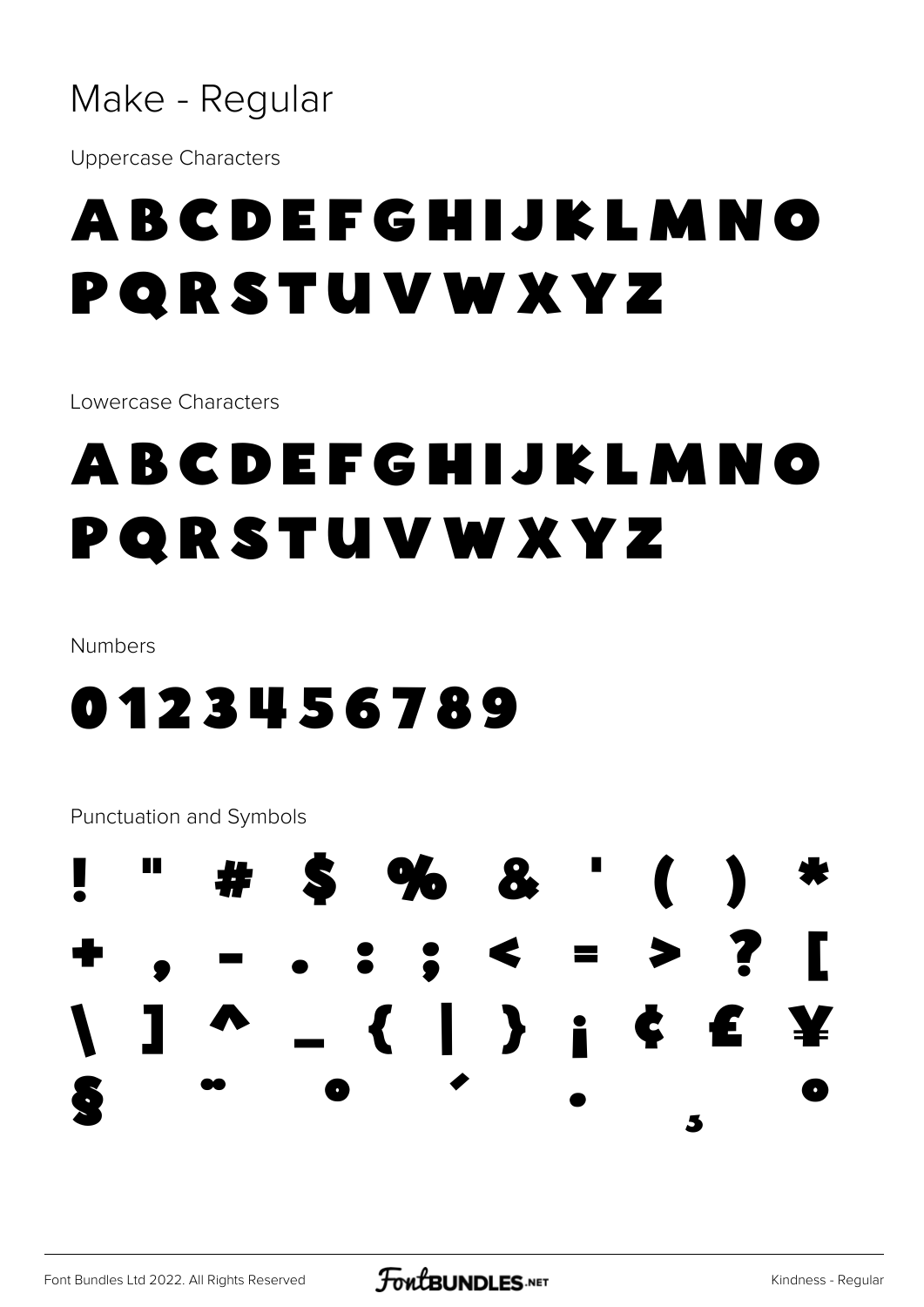# Make - Regular

Uppercase Characters

ABCDEFGHIJKLMNO
PQRSTUVWXYZ

Lowercase Characters

ABCDEFGHIJKLMNO
PQRSTUVWXYZ

Numbers

0123456789

Punctuation and Symbols

! " # $ % & ' ( ) *
+ , - . : ; < = > ? [
\ ] ^ _ { | } ¡ ¢ £ ¥
§ ¨ ° ´ · ¸ º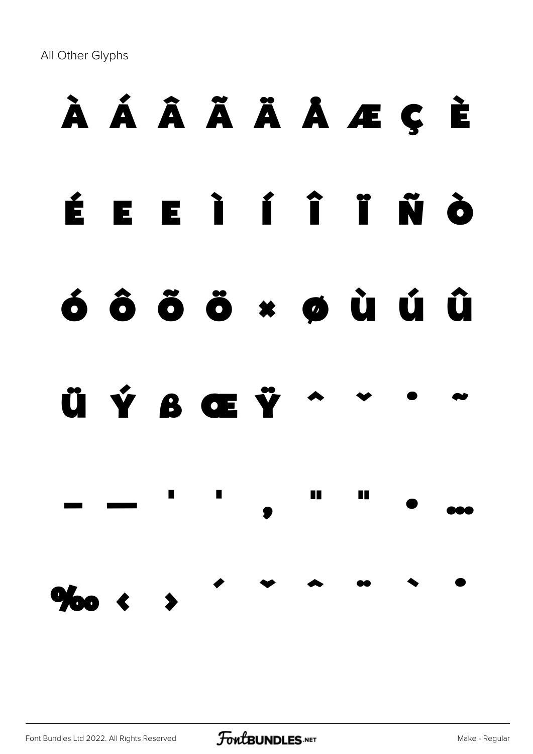All Other Glyphs

À Á Â Ã Ä Å Æ Ç È

É Ê Ë Ì Í Î Ï Ñ Ò

Ó Ô Õ Ö × Ø Ù Ú Û

Ü Ý ß Œ Ÿ ˆ ˇ ˙ ˜

– — ' ' ‚ " " • …

‰ ‹ › ´ ˘ ˆ ¨ ` ˙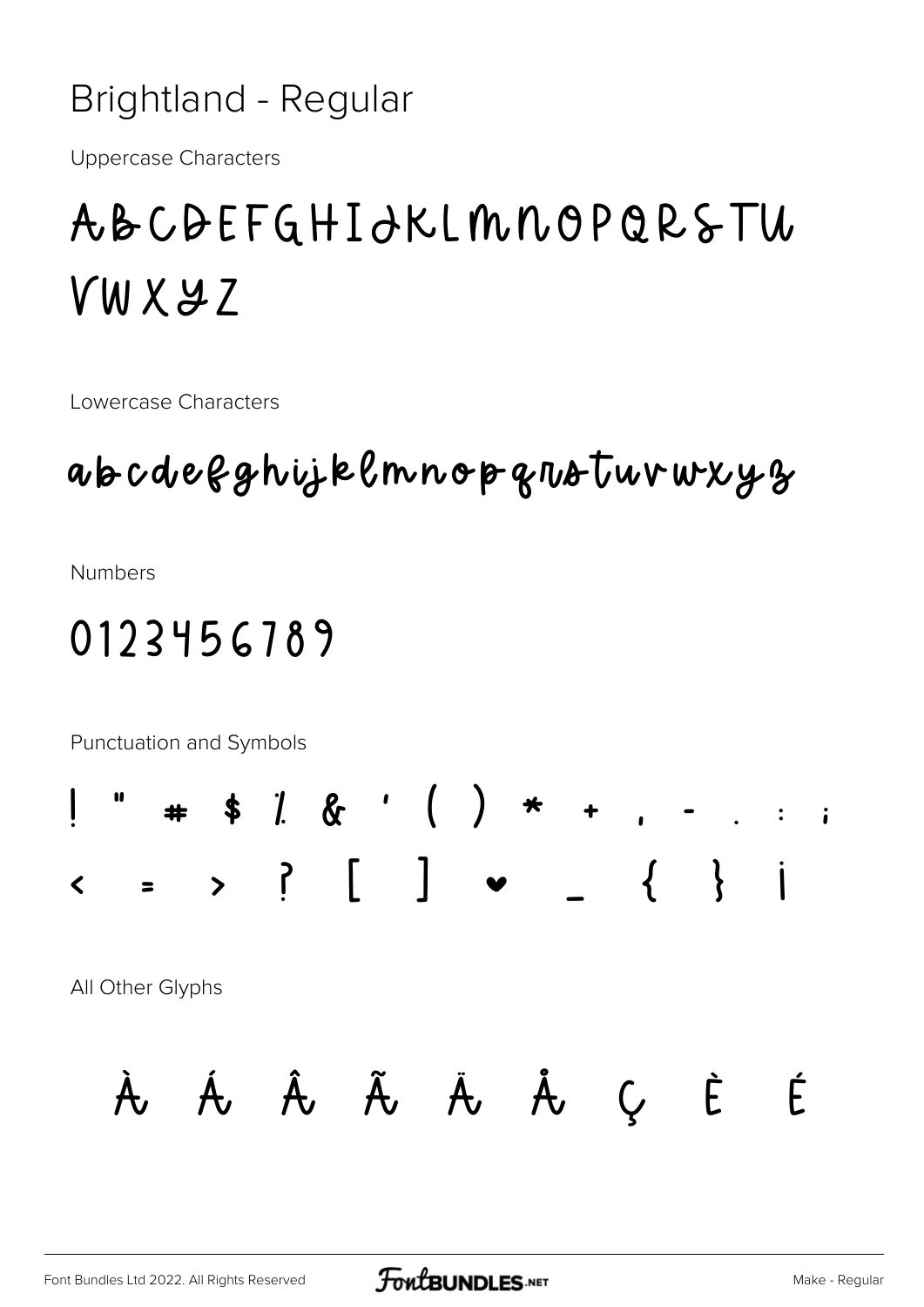# Brightland - Regular

Uppercase Characters

ABCDEFGHIJKLMNOPQRSTU VWXYZ

Lowercase Characters

abcdefghijklmnopqrstuvwxyz

Numbers

0123456789

Punctuation and Symbols

! " # $ % & ' ( ) * + , - . : ; < = > ? [ ] ♥ _ { } ¡

All Other Glyphs

À Á Â Ã Ä Å Ç È É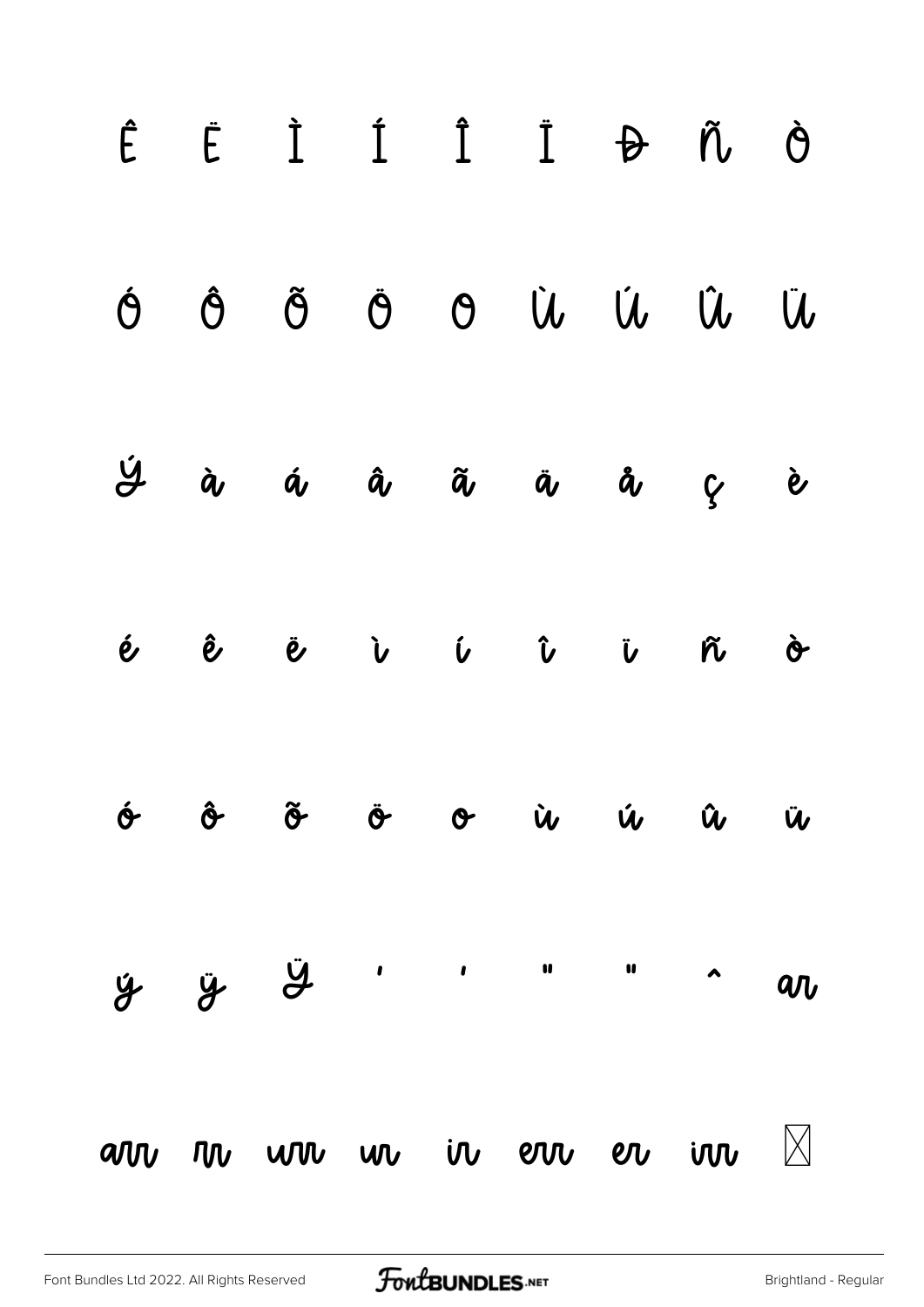Ê Ë Ì Í Î Ï Ð Ñ Ò

Ó Ô Õ Ö Ø Ù Ú Û Ü

Ý à á â ã ä å ç è

é ê ë ì í î ï ñ ò

ó ô õ ö ø ù ú û ü

ý ÿ Ÿ ' ' " " ^ ar

arr rr urr ur ir err er irr ☒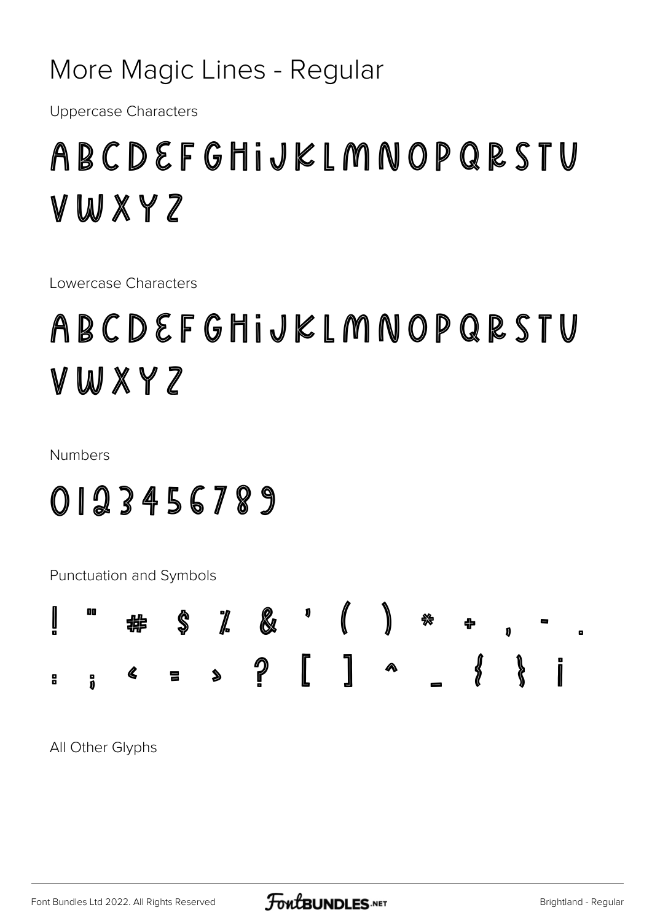# More Magic Lines - Regular

Uppercase Characters

ABCDEFGHIJKLMNOPQRSTU
VWXYZ

Lowercase Characters

ABCDEFGHIJKLMNOPQRSTU
VWXYZ

Numbers

0123456789

Punctuation and Symbols

! " # $ % & ' ( ) * + , - .
: ; < = > ? [ ] ^ _ { } ¡

All Other Glyphs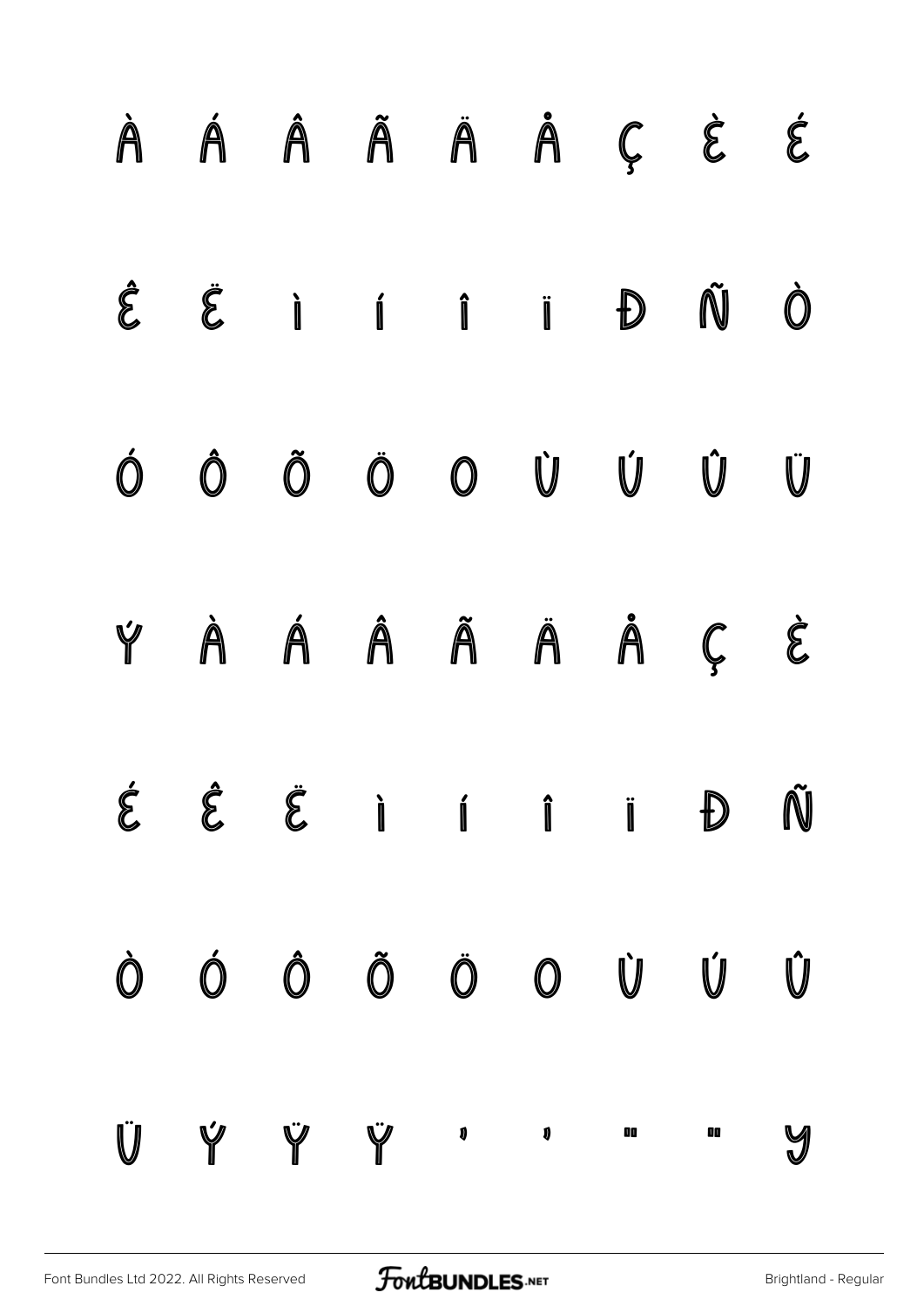À Á Â Ã Ä Å Ç È É

Ê Ë Ì Í Î Ï Ð Ñ Ò

Ó Ô Õ Ö Ø Ù Ú Û Ü

Ý à á â ã ä å ç è

é ê ë ì í î ï ð ñ

ò ó ô õ ö ø ù ú û

ü ý ÿ Ÿ ' ' " " y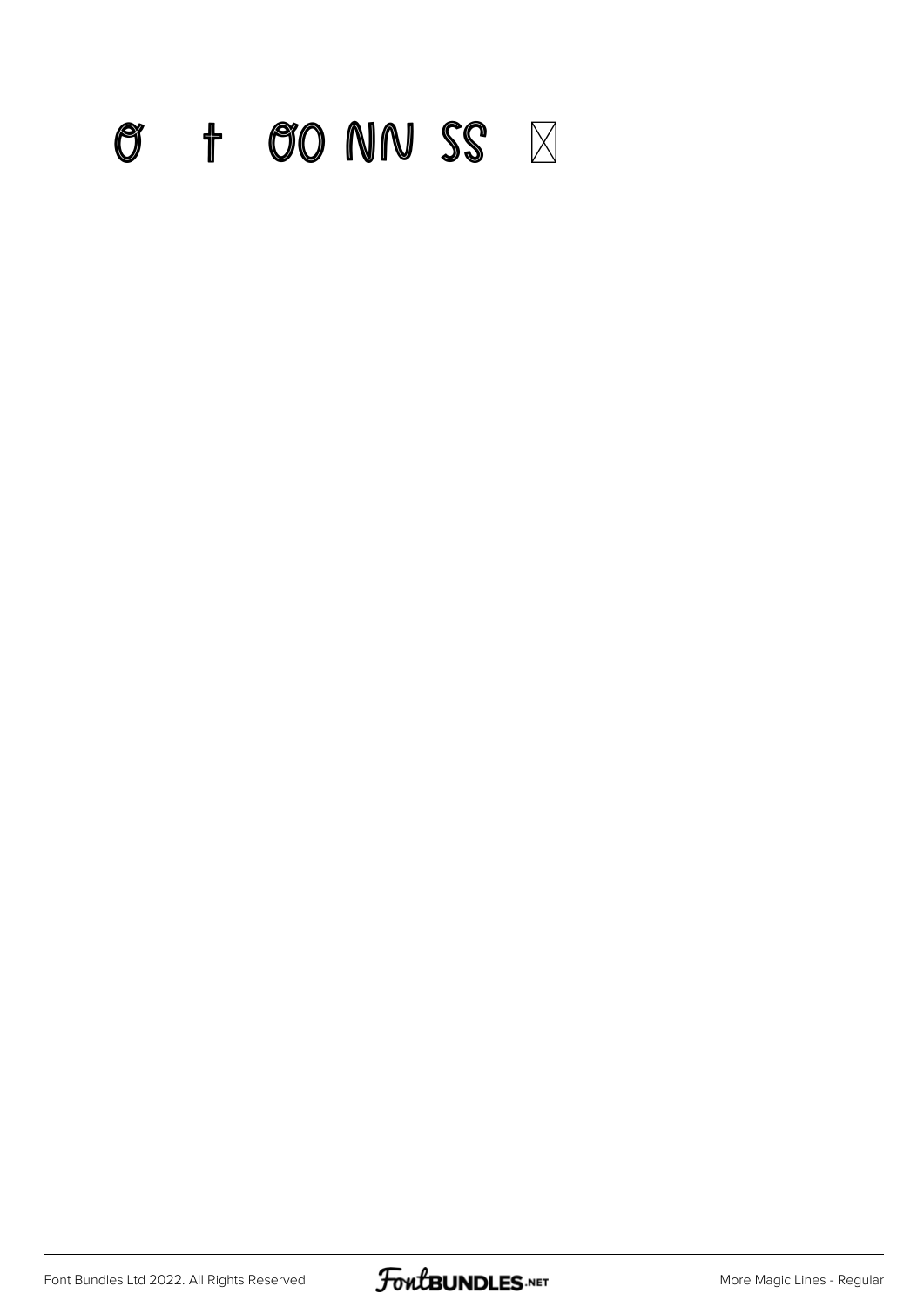ơ † ƠO ŃŃ ŚŚ ☒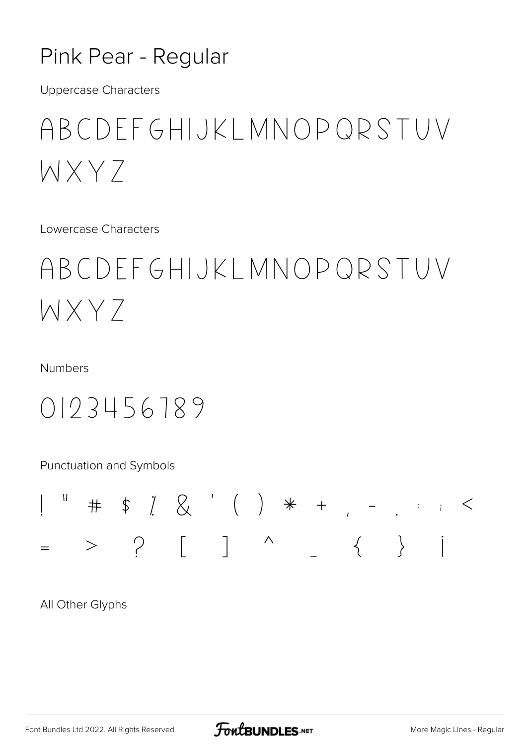# Pink Pear - Regular

Uppercase Characters

ABCDEFGHIJKLMNOPQRSTUV WXYZ

Lowercase Characters

ABCDEFGHIJKLMNOPQRSTUV WXYZ

Numbers

0123456789

Punctuation and Symbols

! " # $ % & ' ( ) * + , - . : ; < = > ? [ ] ^ _ { } ¡

All Other Glyphs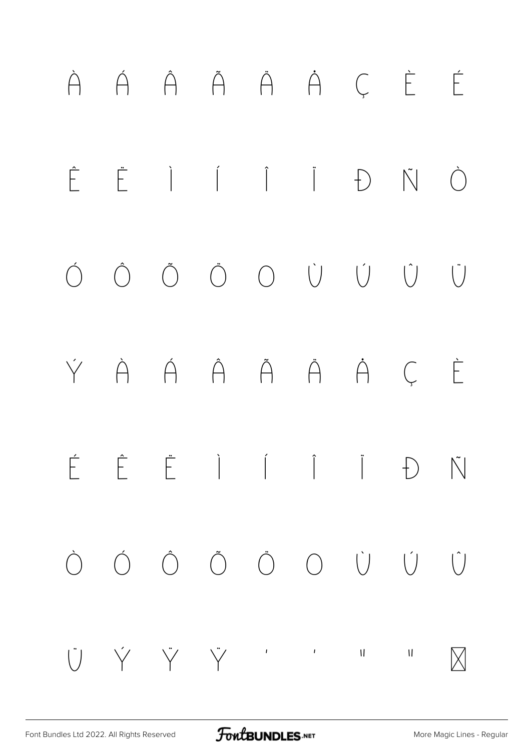À Á Â Ã Ä Å Ç È É

Ê Ë Ì Í Î Ï Ð Ñ Ò

Ó Ô Õ Ö Ø Ù Ú Û Ü

Ý à á â ã ä å ç è

é ê ë ì í î ï ð ñ

ò ó ô õ ö ø ù ú û

ü ý ÿ Ÿ ' ' " " ⊠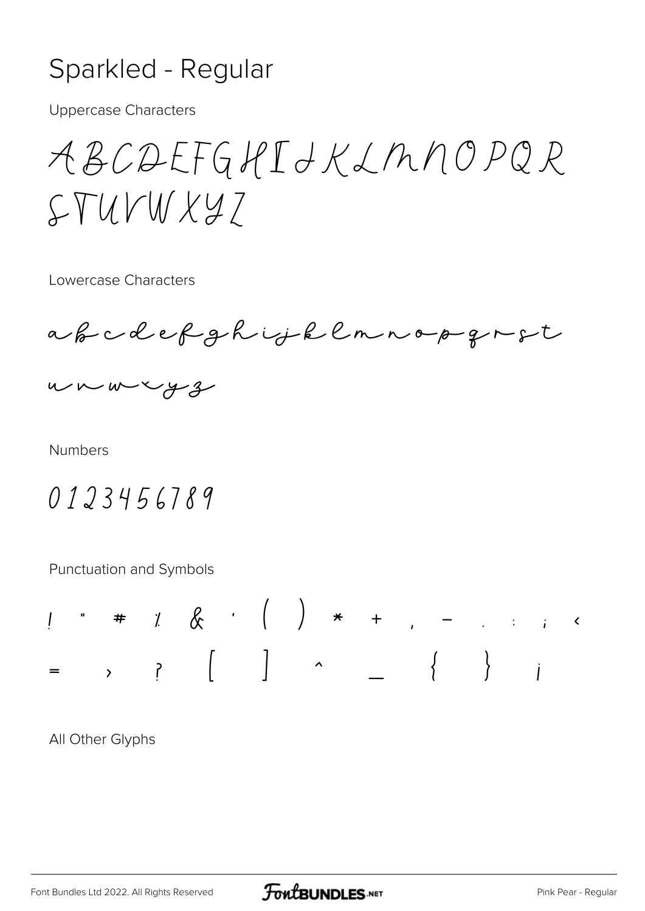# Sparkled - Regular

Uppercase Characters

ABCDEFGHIJKLMNOPQR
STUVWXYZ

Lowercase Characters

abcdefghijklmnopqrst
uvwxyz

Numbers

0123456789

Punctuation and Symbols

! " # % & ' ( ) * + , - . : ; <
= > ? [ ] ^ _ { } ¡

All Other Glyphs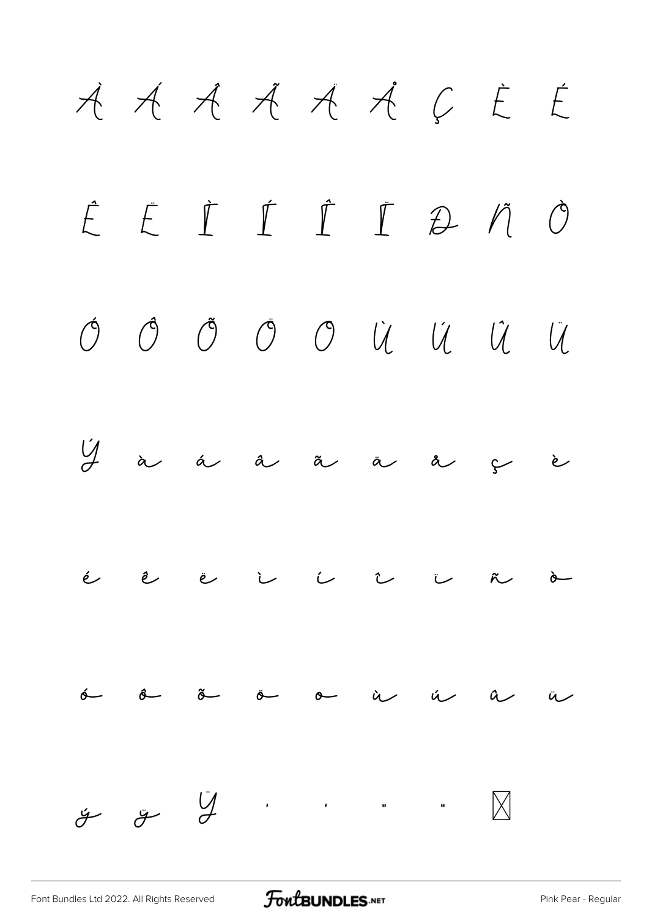À Á Â Ã Ä Å Ç È É

Ê Ë Ì Í Î Ï Ð Ñ Ò

Ó Ô Õ Ö Ø Ù Ú Û Ü

Ý à á â ã ä å ç è

é ê ë ì í î ï ñ ò

ó ô õ ö ø ù ú û ü

ý ÿ Ÿ ' ' " " ⊠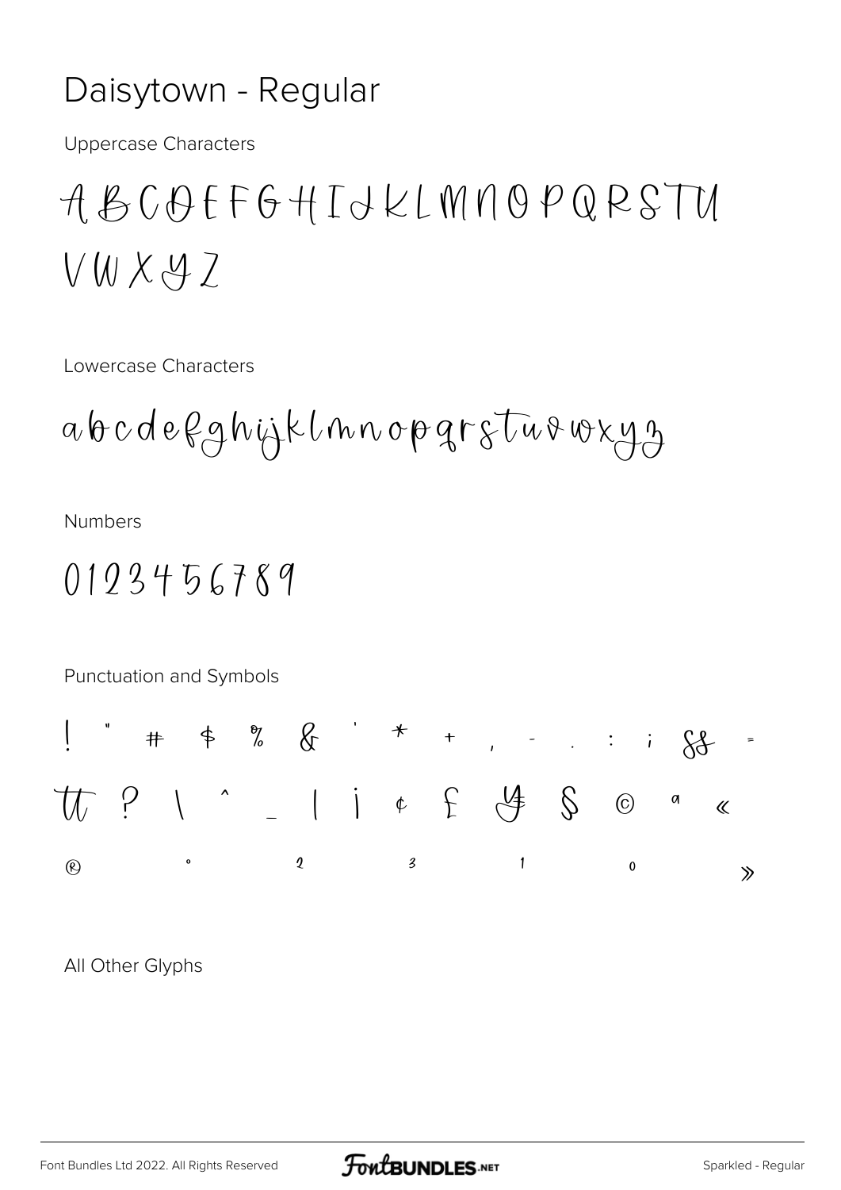# Daisytown - Regular

Uppercase Characters

A B C D E F G H I J K L M N O P Q R S T U V W X Y Z

Lowercase Characters

a b c d e f g h i j k l m n o p q r s t u v w x y z

Numbers

0 1 2 3 4 5 6 7 8 9

Punctuation and Symbols

! " # $ % & ' * + , - . : ; ß =

tt ? \ ^ _ | ¡ ¢ £ ¥ § © ª «

® ° ² ³ ¹ º »

All Other Glyphs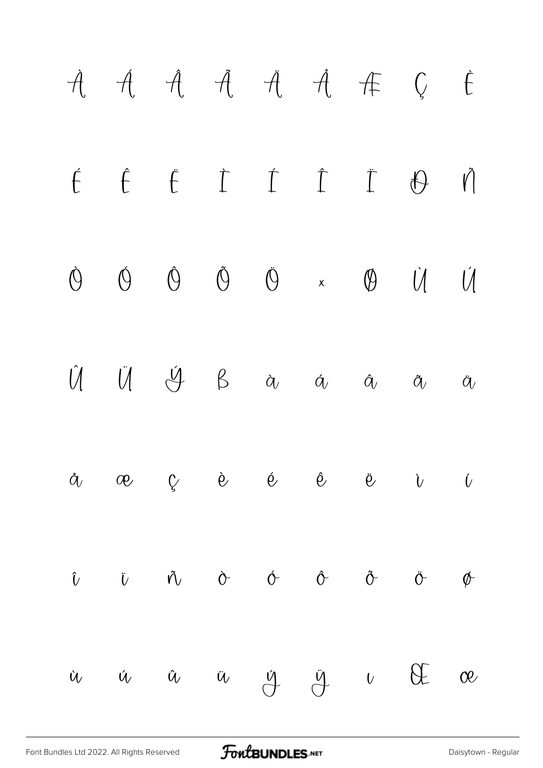À Á Â Ã Ä Å Æ Ç È

É Ê Ë Ì Í Î Ï Ð Ñ

Ò Ó Ô Õ Ö × Ø Ù Ú

Û Ü Ý ß à á â ã ä

å æ ç è é ê ë ì í

î ï ñ ò ó ô õ ö ø

ù ú û ü ý ÿ ı Œ œ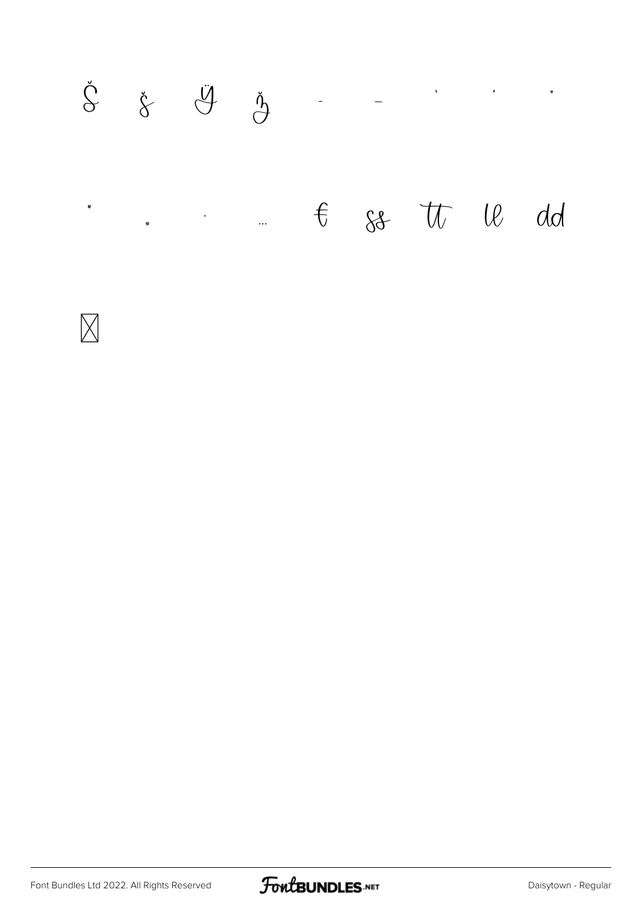Š š Ÿ ž - – ‘ ’ “

” „ · … € ß ff ll dd

⊠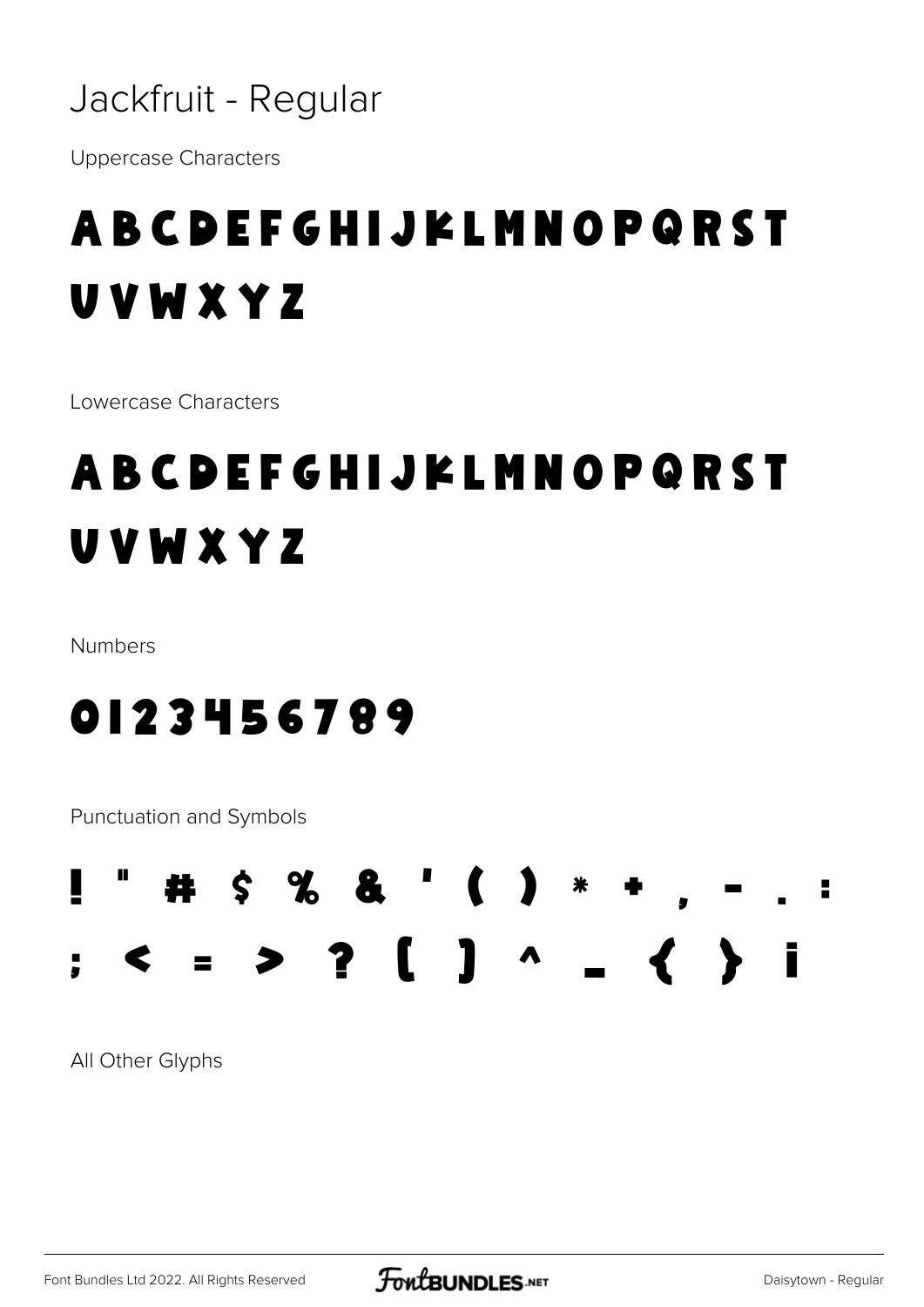# Jackfruit - Regular

Uppercase Characters

ABCDEFGHIJKLMNOPQRST
UVWXYZ

Lowercase Characters

ABCDEFGHIJKLMNOPQRST
UVWXYZ

Numbers

0123456789

Punctuation and Symbols

! " # $ % & ' ( ) * + , - . :
; < = > ? [ ] ^ _ { } ¡

All Other Glyphs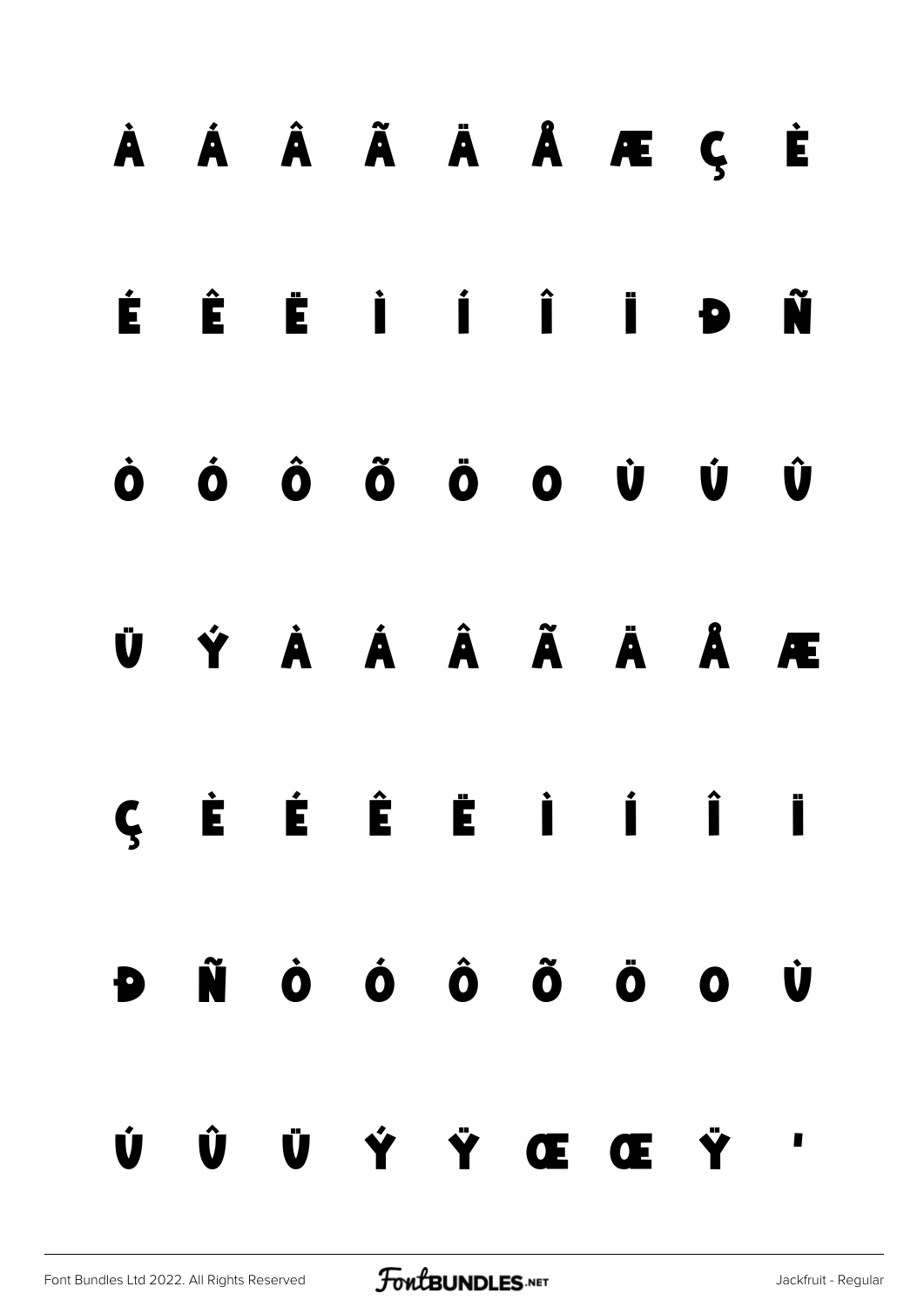À Á Â Ã Ä Å Æ Ç È

É Ê Ë Ì Í Î Ï Ð Ñ

Ò Ó Ô Õ Ö Ø Ù Ú Û

Ü Ý à á â ã ä å æ

ç è é ê ë ì í î ï

ð ñ ò ó ô õ ö ø ù

ú û ü ý ÿ Œ œ Ÿ '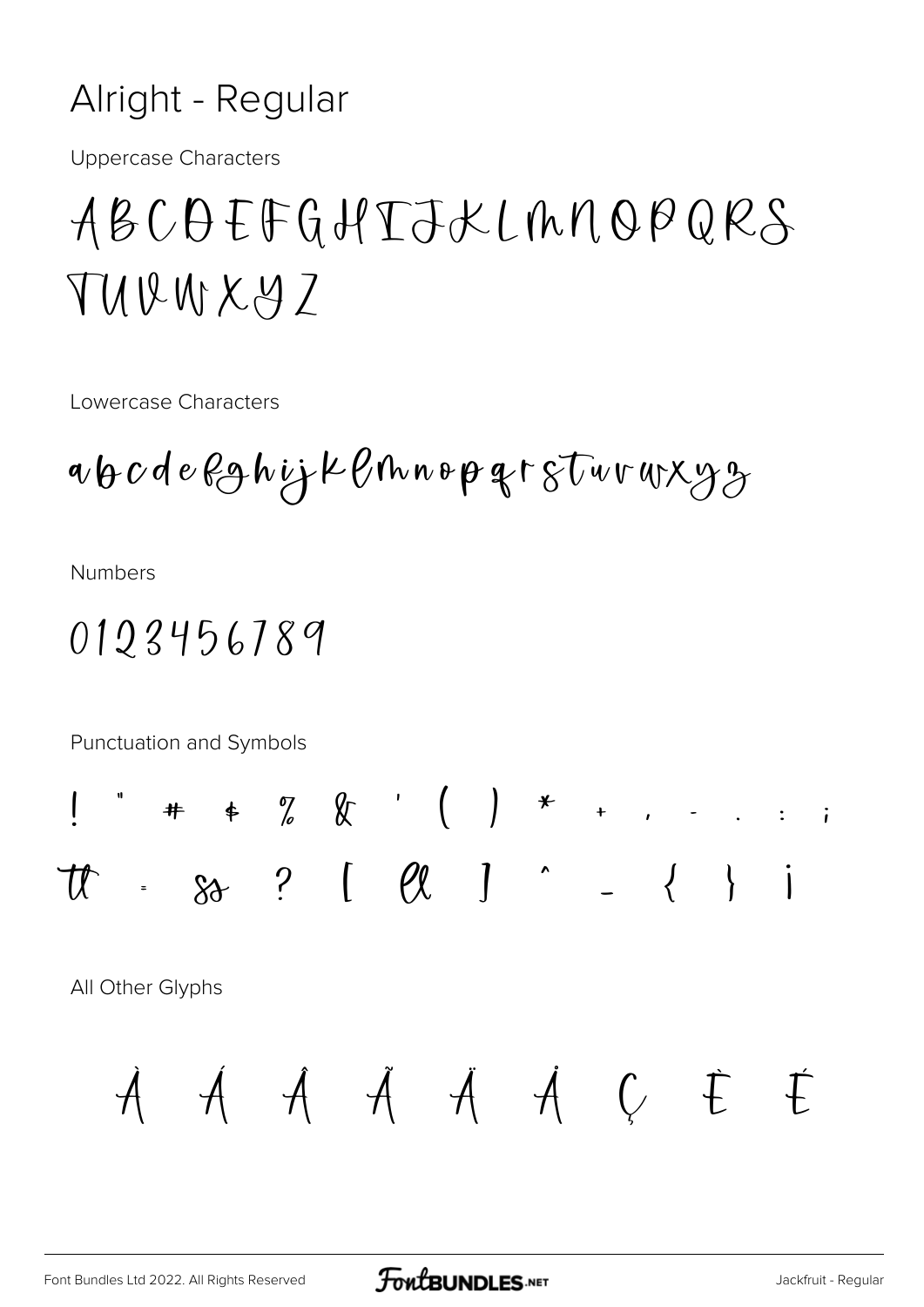# Alright - Regular

Uppercase Characters

ABCDEFGHIJKLMNOPQRS
TUVWXYZ

Lowercase Characters

abcdefghijklmnopqrstuvwxyz

Numbers

0123456789

Punctuation and Symbols

! " # $ % & ' ( ) * + , - . : ;
tt = ss ? [ ll ] ^ _ { } ¡

All Other Glyphs

À Á Â Ã Ä Å Ç È É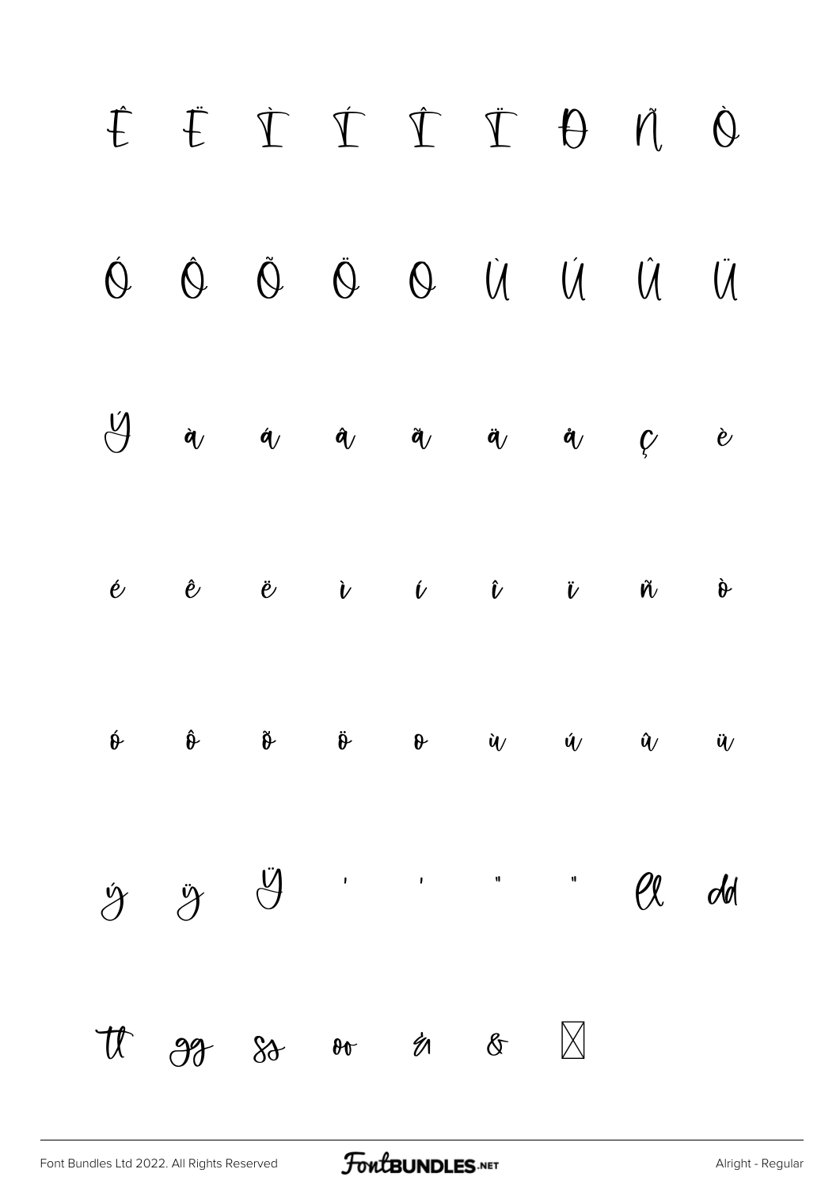Ê Ë Ì Í Î Ï Ð Ñ Ò

Ó Ô Õ Ö Ø Ù Ú Û Ü

Ý à á â ã ä å ç è

é ê ë ì í î ï ñ ò

ó ô õ ö ø ù ú û ü

ý ÿ Ÿ ' ' " " ll dd

tt gg ss oo ñ & ☒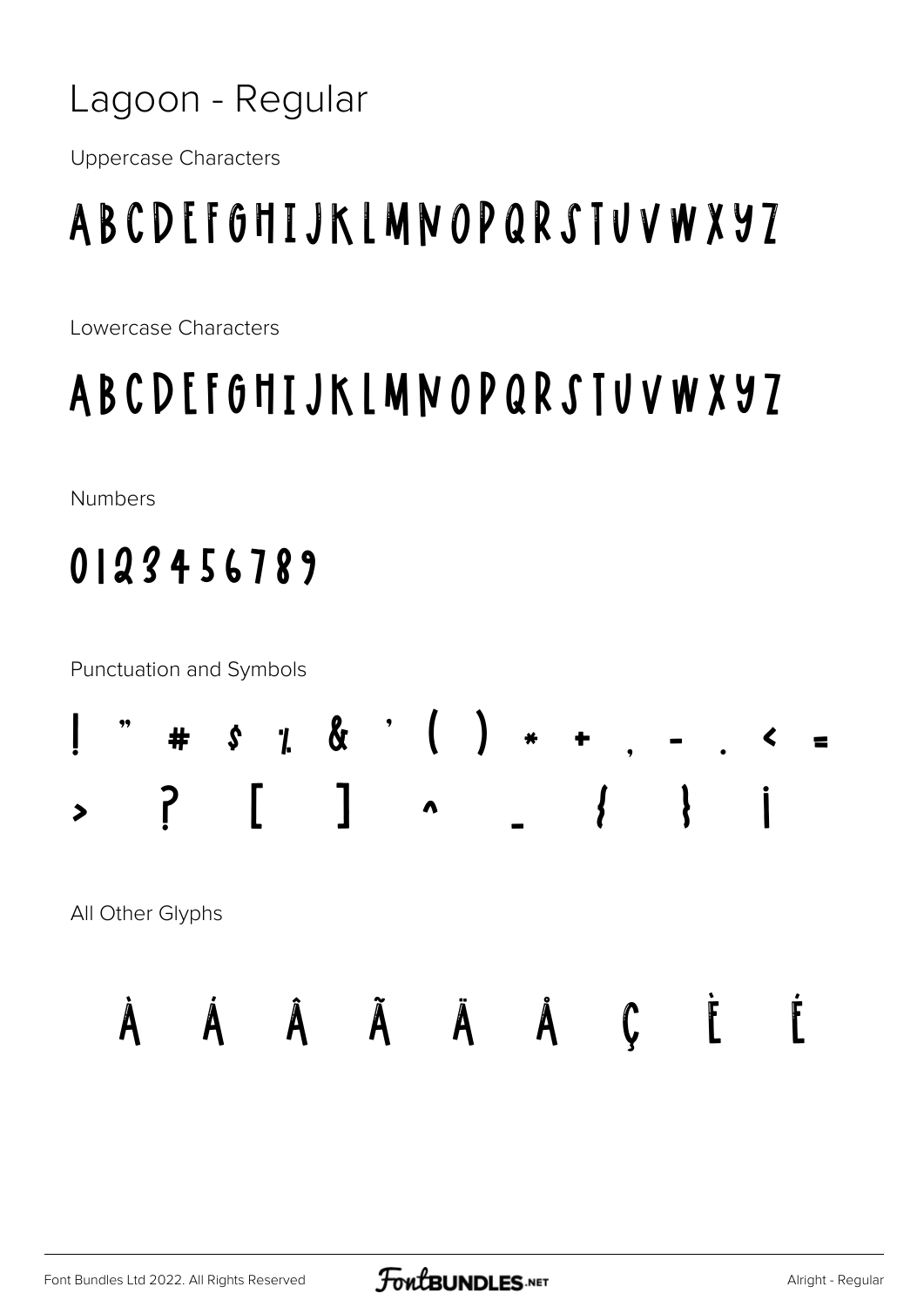# Lagoon - Regular

Uppercase Characters

ABCDEFGHIJKLMNOPQRSTUVWXYZ

Lowercase Characters

ABCDEFGHIJKLMNOPQRSTUVWXYZ

Numbers

0123456789

Punctuation and Symbols

! " # $ % & ' ( ) * + , - . < =

> ? [ ] ^ _ { } ¡

All Other Glyphs

À Á Â Ã Ä Å Ç È É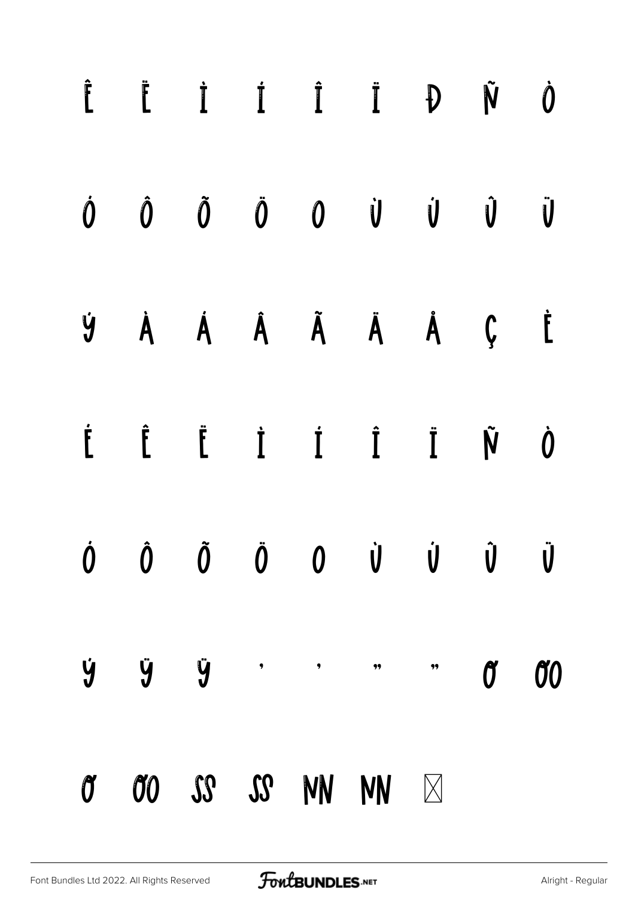Ê Ë Ì Í Î Ï Ð Ñ Ò

Ó Ô Õ Ö Ø Ù Ú Û Ü

Ý À Á Â Ã Ä Å Ç È

É Ê Ë Ì Í Î Ï Ñ Ò

Ó Ô Õ Ö Ø Ù Ú Û Ü

Ý Ÿ Ÿ ' ' " " Œ Œ

Œ Œ ß ß Ŋ Ŋ ⊠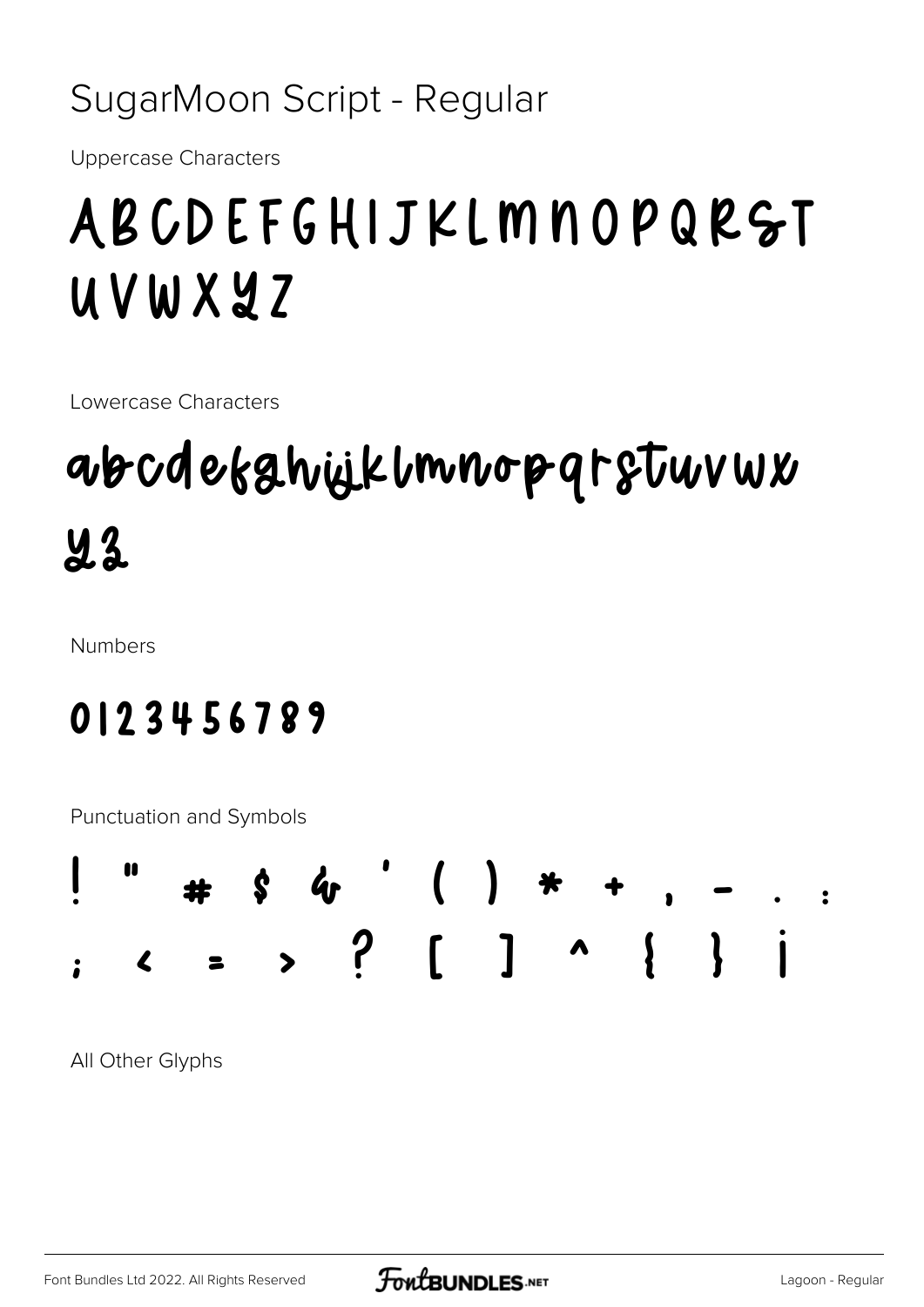# SugarMoon Script - Regular

Uppercase Characters

ABCDEFGHIJKLMNOPQRST
UVWXYZ

Lowercase Characters

abcdefghijklmnopqrstuvwx
yz

Numbers

0123456789

Punctuation and Symbols

! " # $ & ' ( ) * + , - . :
; < = > ? [ ] ^ { } ¡

All Other Glyphs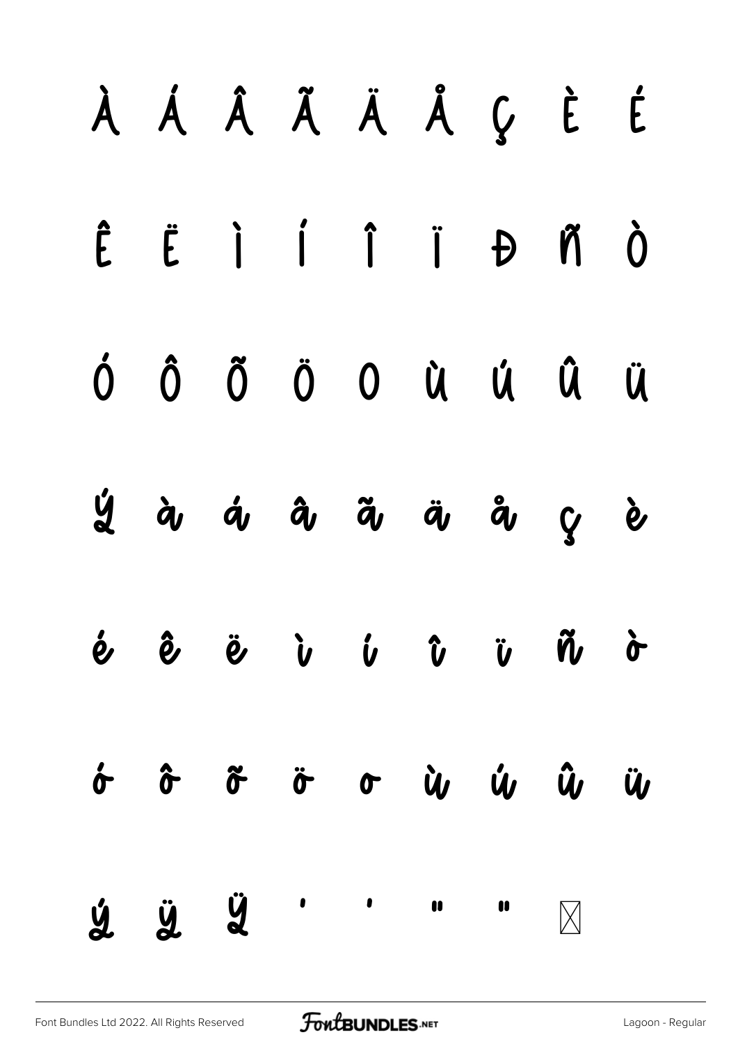À Á Â Ã Ä Å Ç È É

Ê Ë Ì Í Î Ï Đ Ñ Ò

Ó Ô Õ Ö O Ù Ú Û Ü

Ý à á â ã ä å ç è

é ê ë ì í î ï ñ ò

ó ô õ ö o ù ú û ü

ý ÿ Ÿ ' ' " " ⊠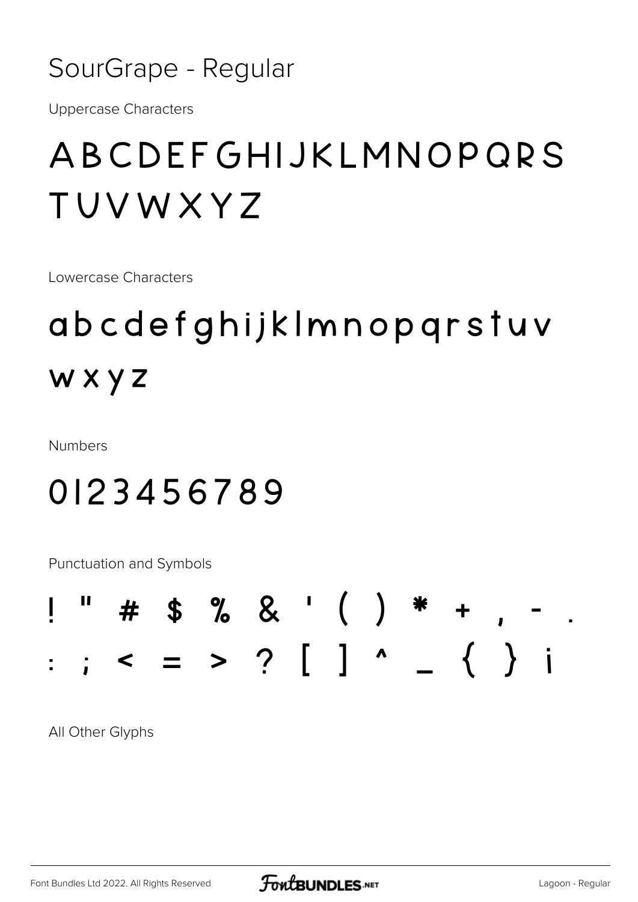# SourGrape - Regular

Uppercase Characters

## ABCDEFGHIJKLMNOPQRS TUVWXYZ

Lowercase Characters

## abcdefghijklmnopqrstuv wxyz

Numbers

## 0123456789

Punctuation and Symbols

## ! " # $ % & ' ( ) * + , - . : ; < = > ? [ ] ^ _ { } ¡

All Other Glyphs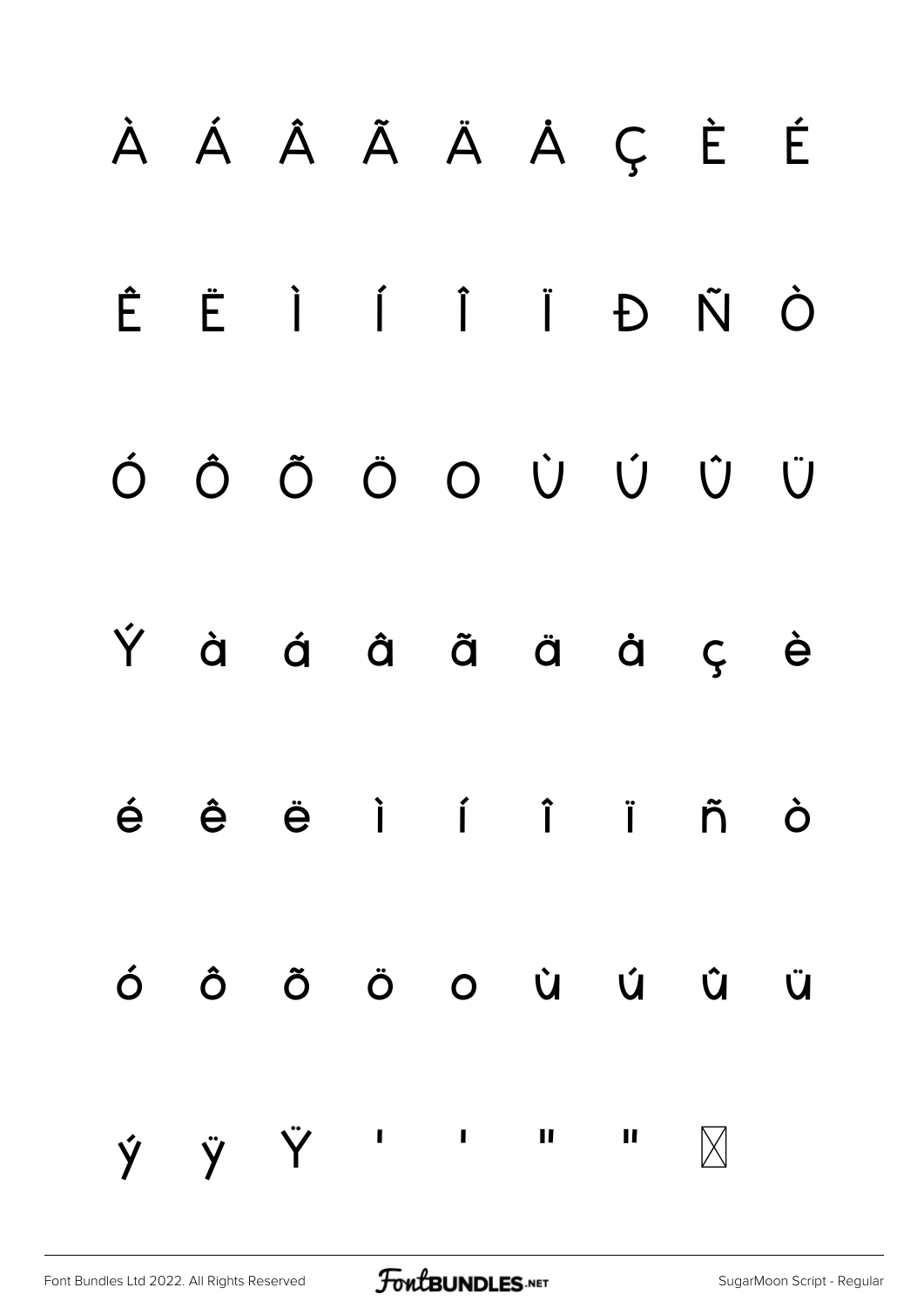À Á Â Ã Ä Å Ç È É

Ê Ë Ì Í Î Ï Đ Ñ Ò

Ó Ô Õ Ö O Ù Ú Û Ü

Ý à á â ã ä å ç è

é ê ë ì í î ï ñ ò

ó ô õ ö o ù ú û ü

ý ÿ Ÿ ' ' " " ☒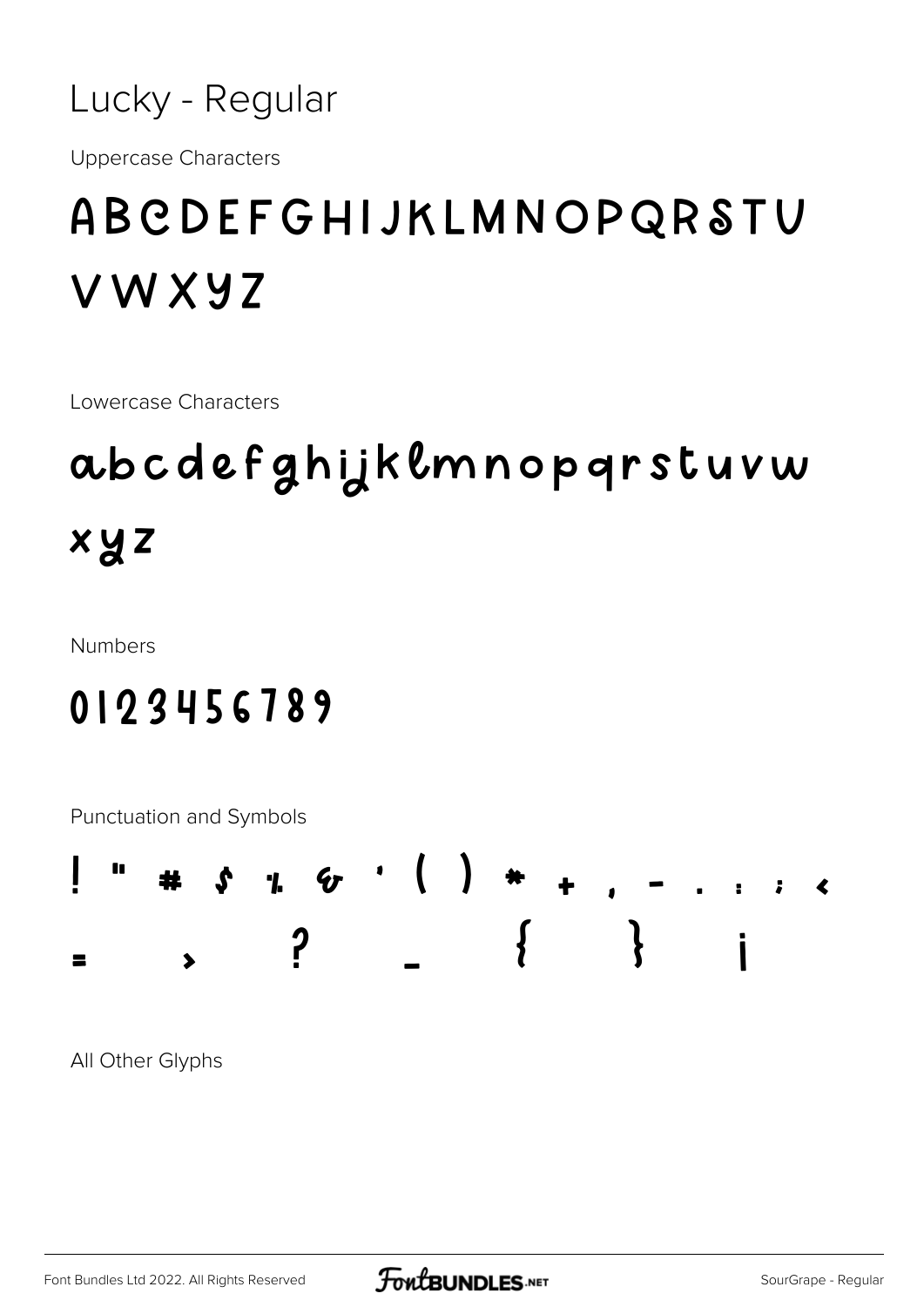# Lucky - Regular

Uppercase Characters

ABCDEFGHIJKLMNOPQRSTU
VWXYZ

Lowercase Characters

abcdefghijklmnopqrstuvw
xyz

Numbers

0123456789

Punctuation and Symbols

! " # $ % & ' ( ) * + , - . : ; <
= > ? _ { } ¡

All Other Glyphs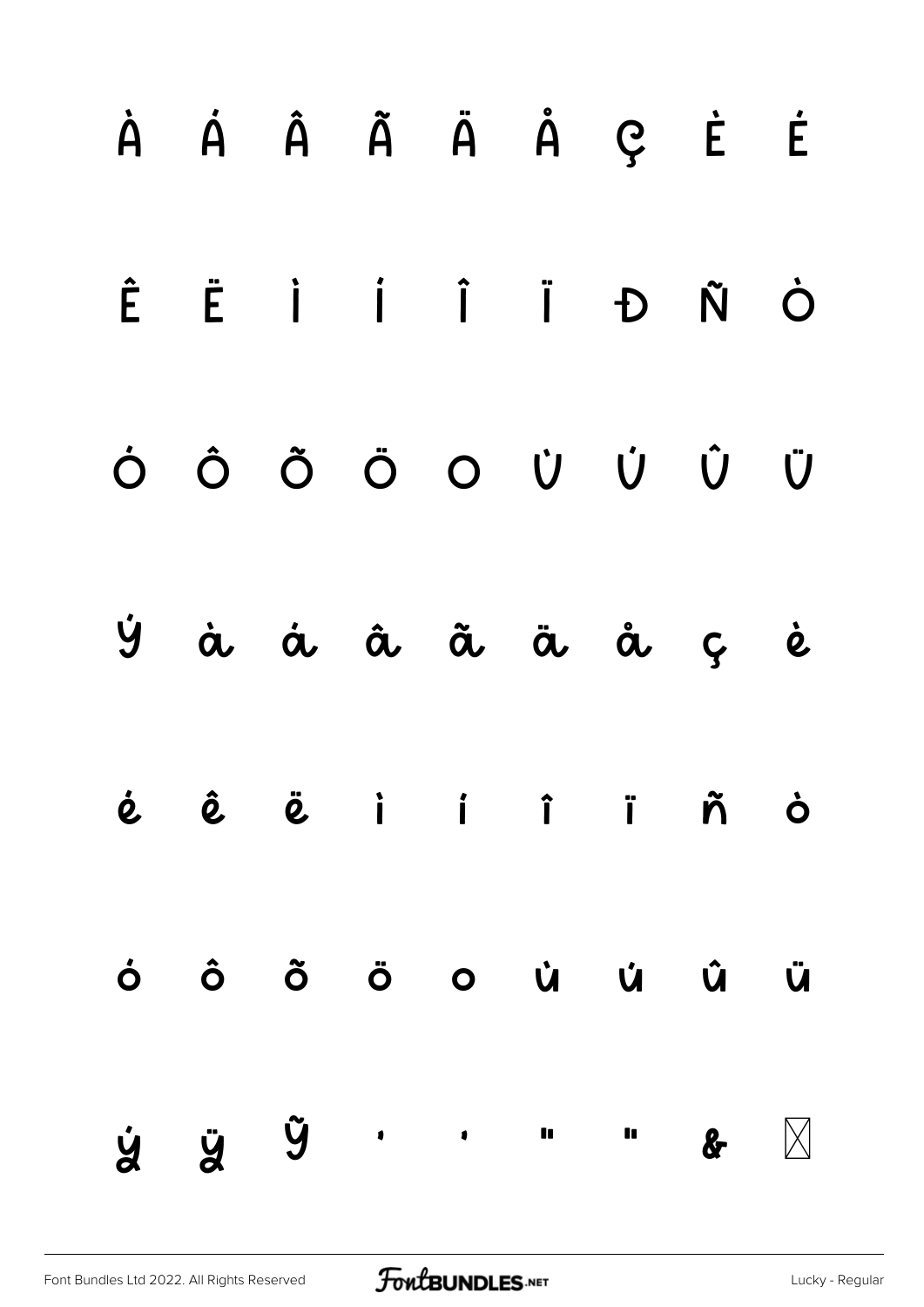À Á Â Ã Ä Å Ç È É

Ê Ë Ì Í Î Ï Đ Ñ Ò

Ó Ô Õ Ö O Ù Ú Û Ü

Ý à á â ã ä å ç è

é ê ë ì í î ï ñ ò

ó ô õ ö o ù ú û ü

ý ÿ Ỹ ' ' " " & ⌧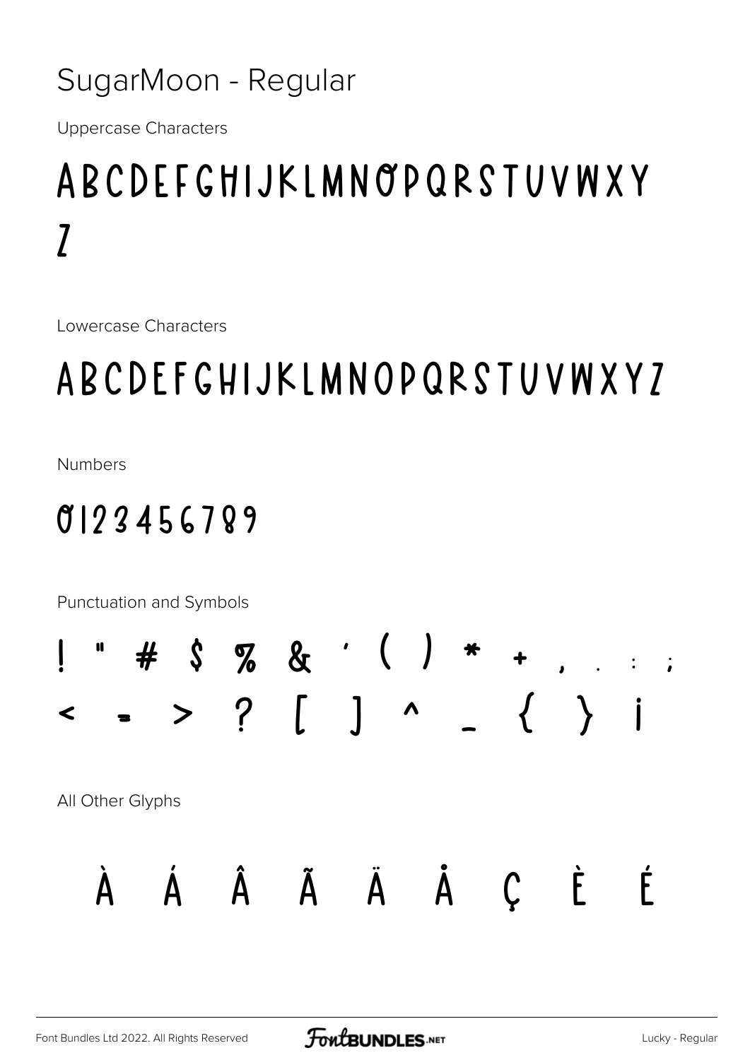# SugarMoon - Regular

Uppercase Characters

ABCDEFGHIJKLMNOPQRSTUVWXY
Z

Lowercase Characters

ABCDEFGHIJKLMNOPQRSTUVWXYZ

Numbers

0123456789

Punctuation and Symbols

! " # $ % & ' ( ) * + , . : ;
< = > ? [ ] ^ _ { } ¡

All Other Glyphs

À Á Â Ã Ä Å Ç È É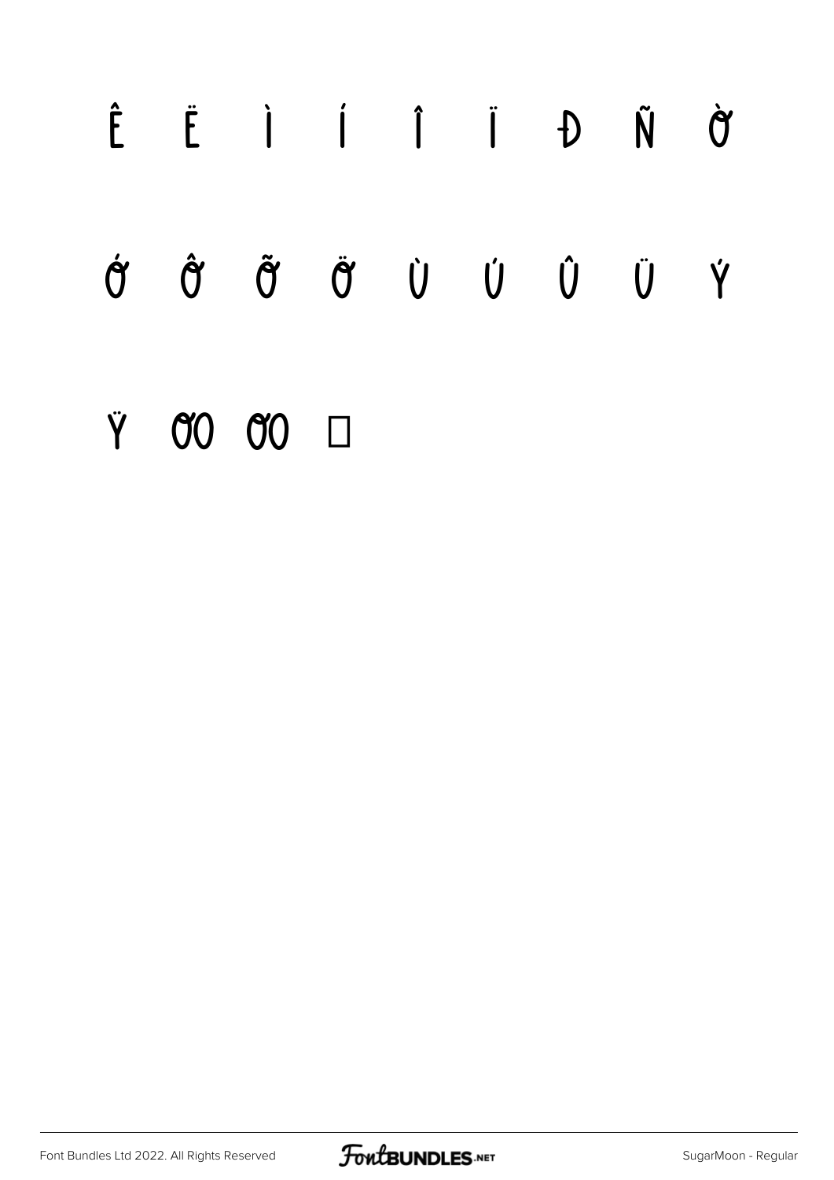Ê Ë Ì Í Î Ï Đ Ñ Ò

Ó Ô Õ Ö Ù Ú Û Ü Ý

Ÿ Œ œ □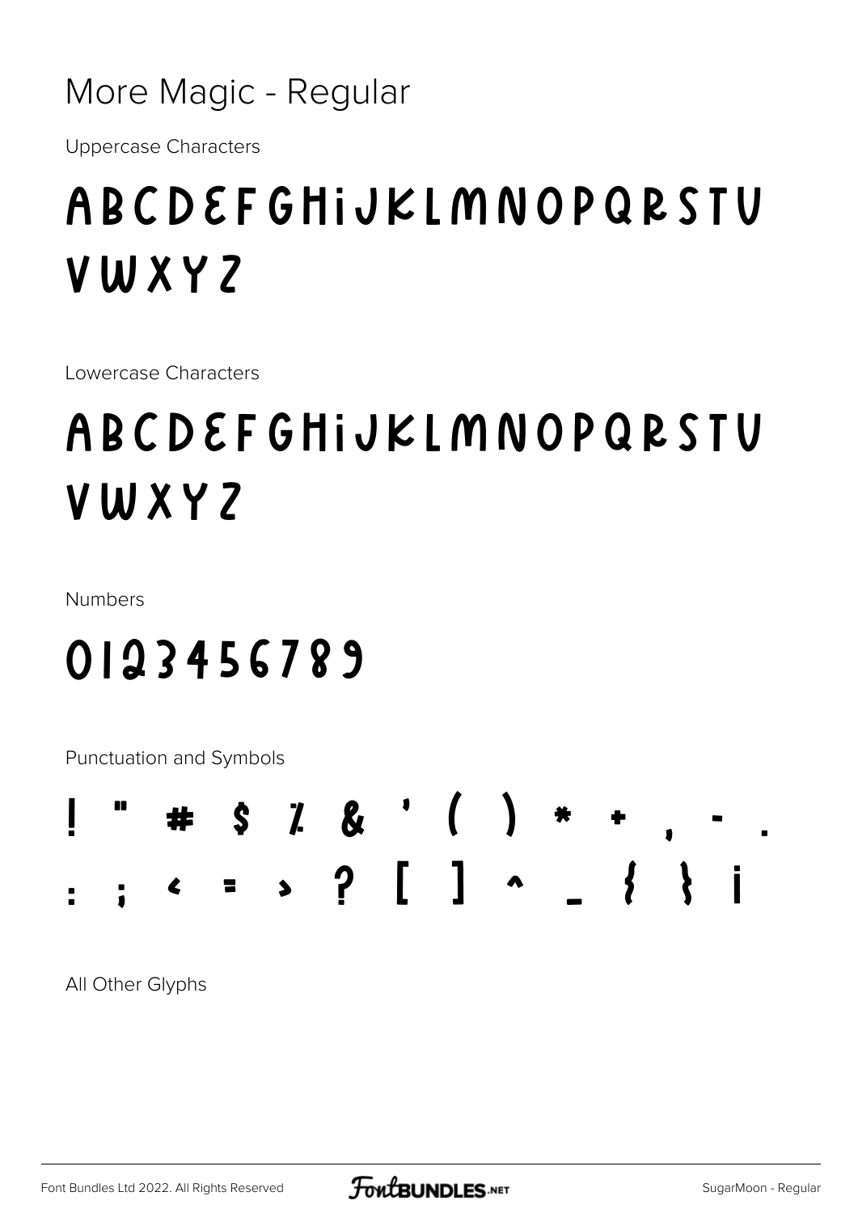# More Magic - Regular

Uppercase Characters

ABCDEFGHIJKLMNOPQRSTU
VWXYZ

Lowercase Characters

ABCDEFGHIJKLMNOPQRSTU
VWXYZ

Numbers

0123456789

Punctuation and Symbols

! " # $ % & ' ( ) * + , - .
: ; < = > ? [ ] ^ _ { } ¡

All Other Glyphs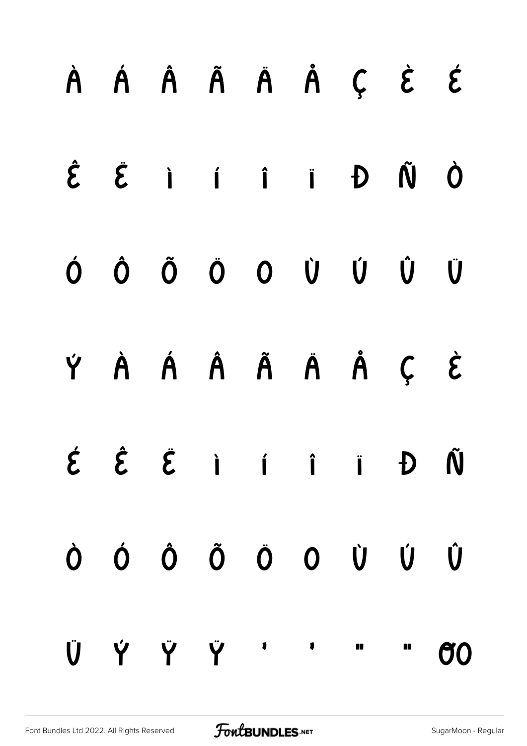À Á Â Ã Ä Å Ç È É

Ê Ë Ì Í Î Ï Đ Ñ Ò

Ó Ô Õ Ö O Ù Ú Û Ü

Ý À Á Â Ã Ä Å Ç È

É Ê Ë Ì Í Î Ï Đ Ñ

Ò Ó Ô Õ Ö O Ù Ú Û

Ü Ý Ÿ Ÿ ' ' " " Œ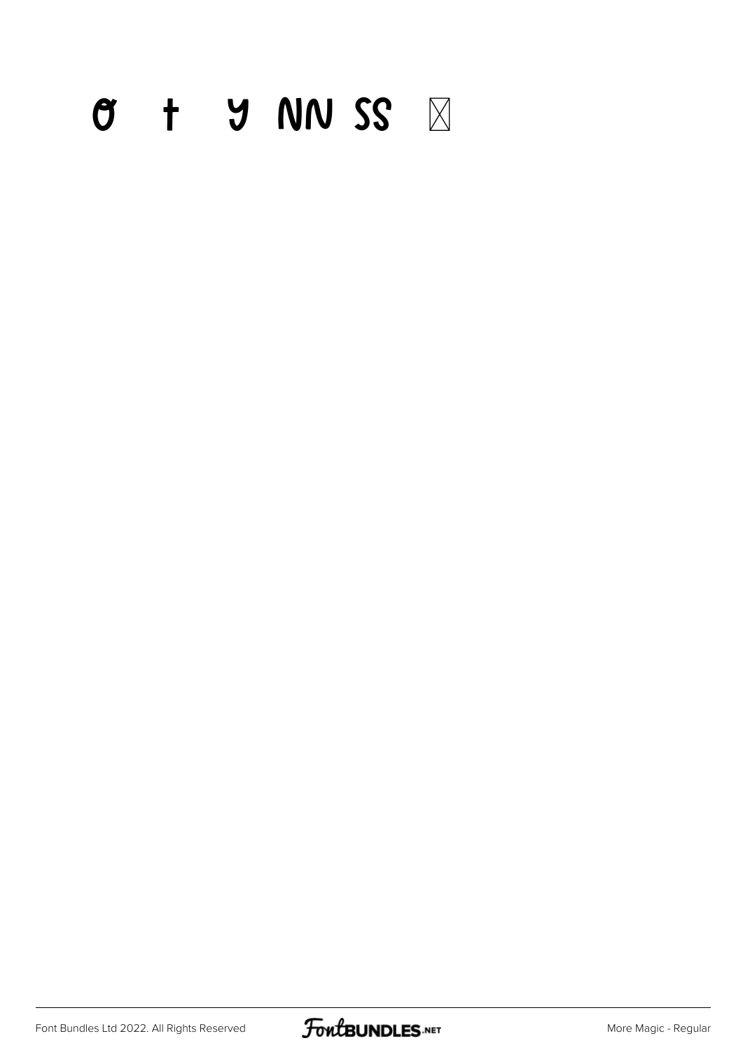ơ ŧ ƴ ƝƝ ȘȘ ☒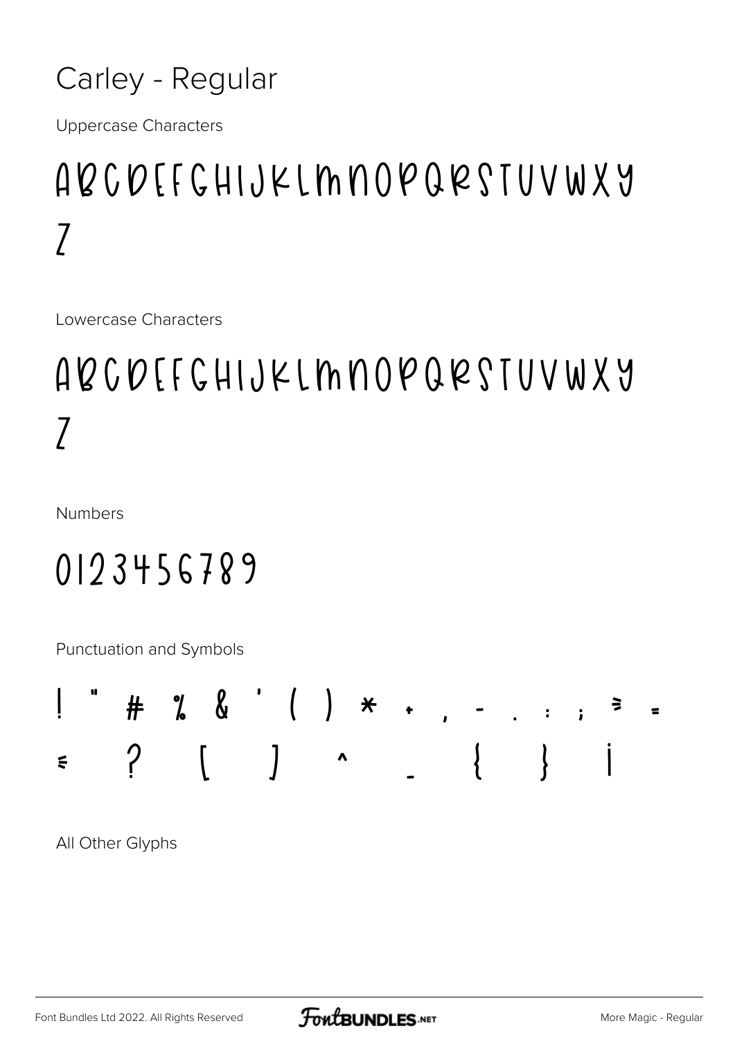# Carley - Regular

Uppercase Characters

ABCDEFGHIJKLMNOPQRSTUVWXY
Z

Lowercase Characters

ABCDEFGHIJKLMNOPQRSTUVWXY
Z

Numbers

0123456789

Punctuation and Symbols

! " # % & ' ( ) * + , - . : ; < =
> ? [ ] ^ _ { } ¡

All Other Glyphs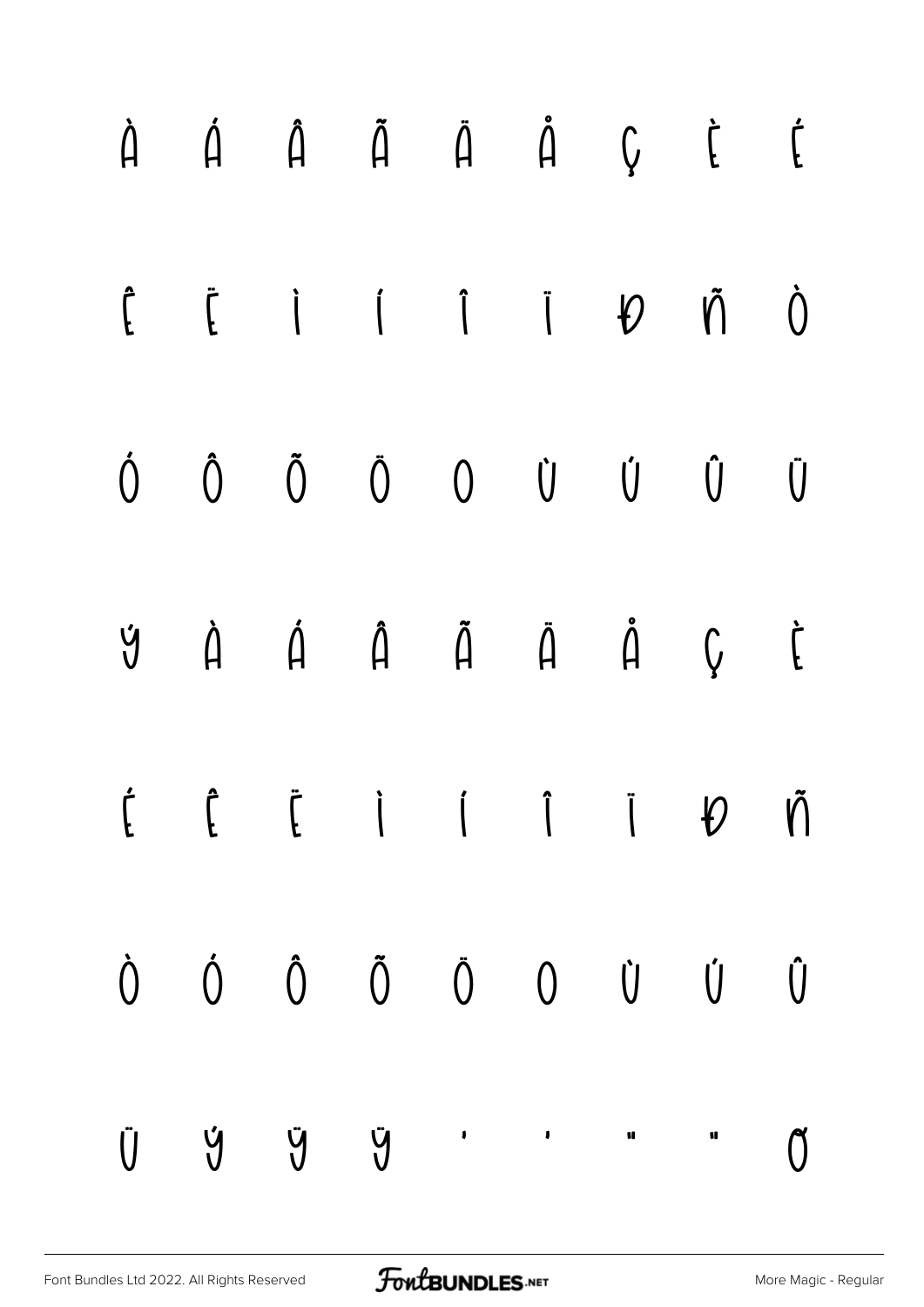À Á Â Ã Ä Å Ç È É

Ê Ë Ì Í Î Ï Ð Ñ Ò

Ó Ô Õ Ö Ø Ù Ú Û Ü

Ý à á â ã ä å ç è

é ê ë ì í î ï ð ñ

ò ó ô õ ö ø ù ú û

ü ý ÿ Ÿ ' ' " " Ơ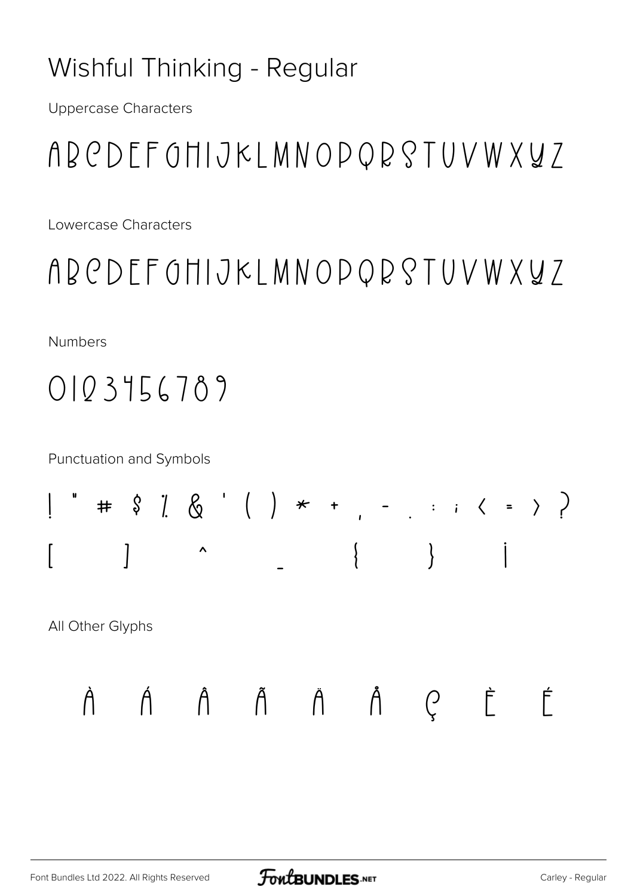# Wishful Thinking - Regular

Uppercase Characters

ABCDEFGHIJKLMNOPQRSTUVWXYZ

Lowercase Characters

ABCDEFGHIJKLMNOPQRSTUVWXYZ

Numbers

0123456789

Punctuation and Symbols

! " # $ % & ' ( ) * + , - . : ; < = > ?

[ ] ^ _ { } ¡

All Other Glyphs

À Á Â Ã Ä Å Ç È É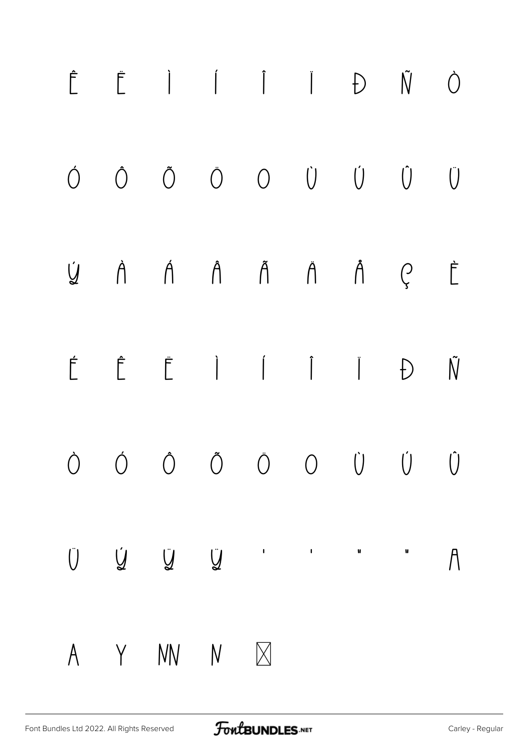Ê Ë Ì Í Î Ï Ð Ñ Ò

Ó Ô Õ Ö Ø Ù Ú Û Ü

Ý à á â ã ä å ç è

é ê ë ì í î ï ð ñ

ò ó ô õ ö ø ù ú û

ü ý ÿ Ÿ ' ' " " Ã

A Y NN N ⊠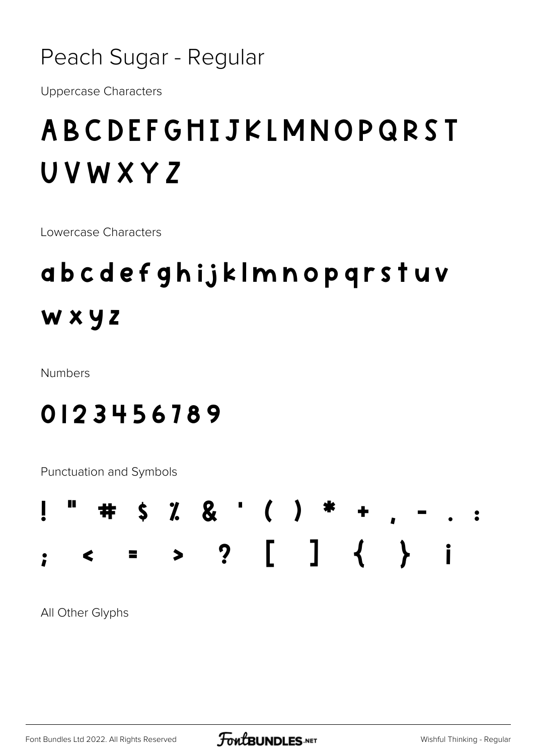# Peach Sugar - Regular

Uppercase Characters

## A B C D E F G H I J K L M N O P Q R S T U V W X Y Z

Lowercase Characters

## a b c d e f g h i j k l m n o p q r s t u v w x y z

Numbers

## 0 1 2 3 4 5 6 7 8 9

Punctuation and Symbols

## ! " # $ % & ' ( ) * + , - . : ; < = > ? [ ] { } ¡

All Other Glyphs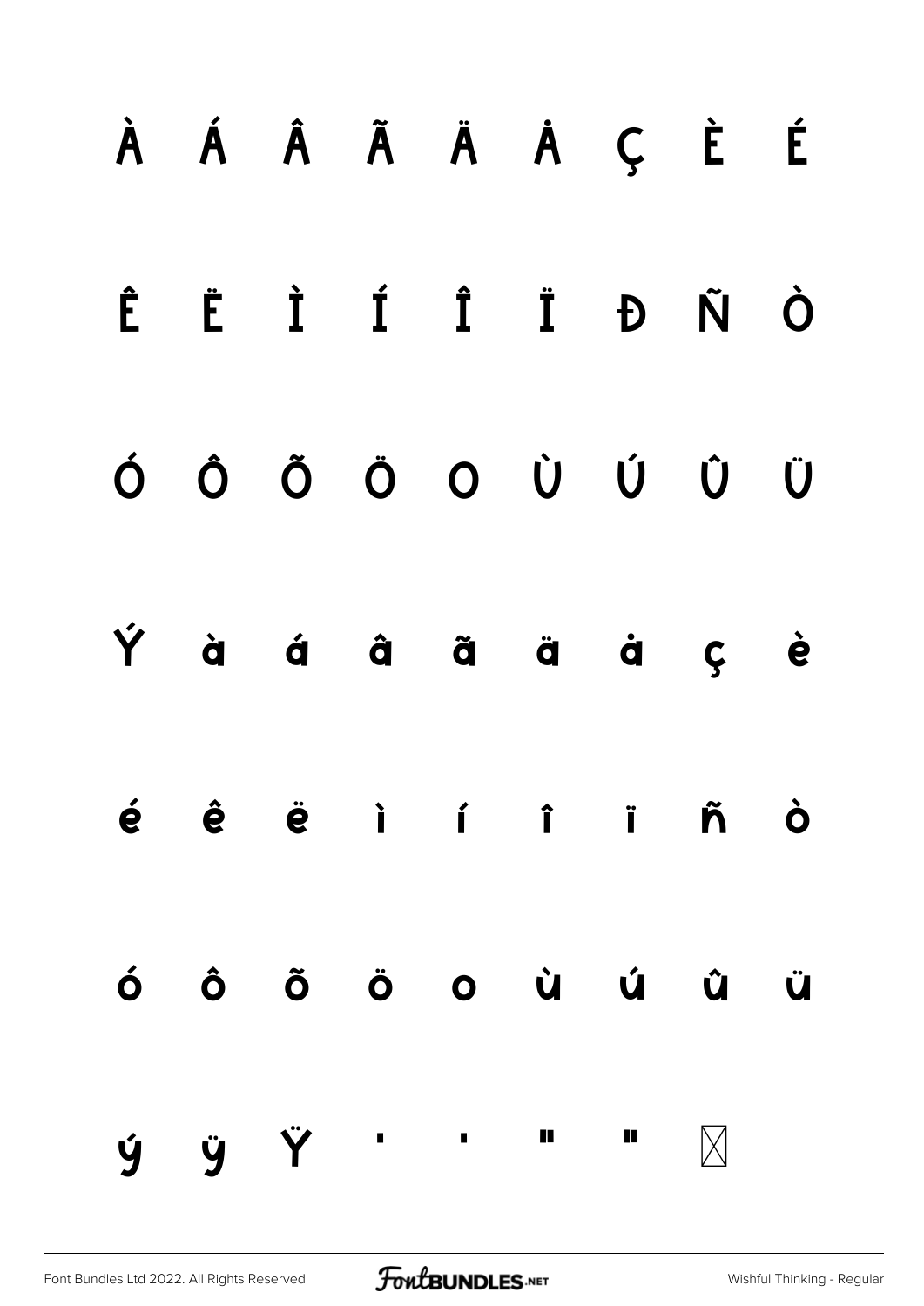À Á Â Ã Ä Å Ç È É

Ê Ë Ì Í Î Ï Ð Ñ Ò

Ó Ô Õ Ö Ø Ù Ú Û Ü

Ý à á â ã ä å ç è

é ê ë ì í î ï ñ ò

ó ô õ ö ø ù ú û ü

ý ÿ Ÿ ' ' " " ⊠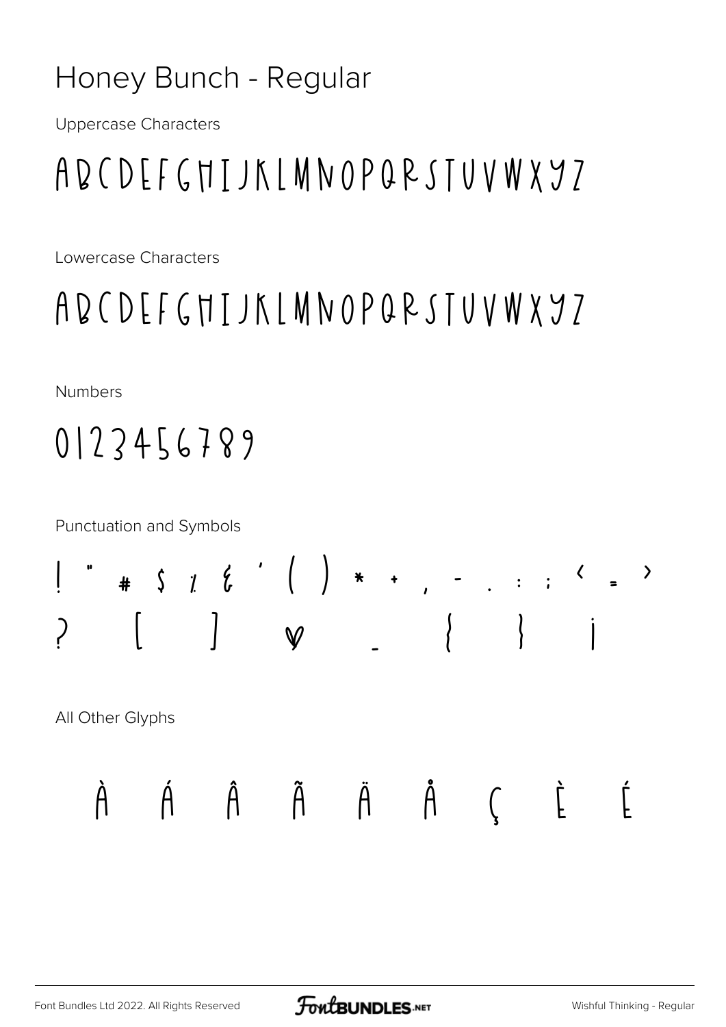# Honey Bunch - Regular

Uppercase Characters

ABCDEFGHIJKLMNOPQRSTUVWXYZ

Lowercase Characters

ABCDEFGHIJKLMNOPQRSTUVWXYZ

Numbers

0123456789

Punctuation and Symbols

! " # $ % & ' ( ) * + , - . : ; < = > ? [ ] ♥ _ { } ¡

All Other Glyphs

À Á Â Ã Ä Å Ç È É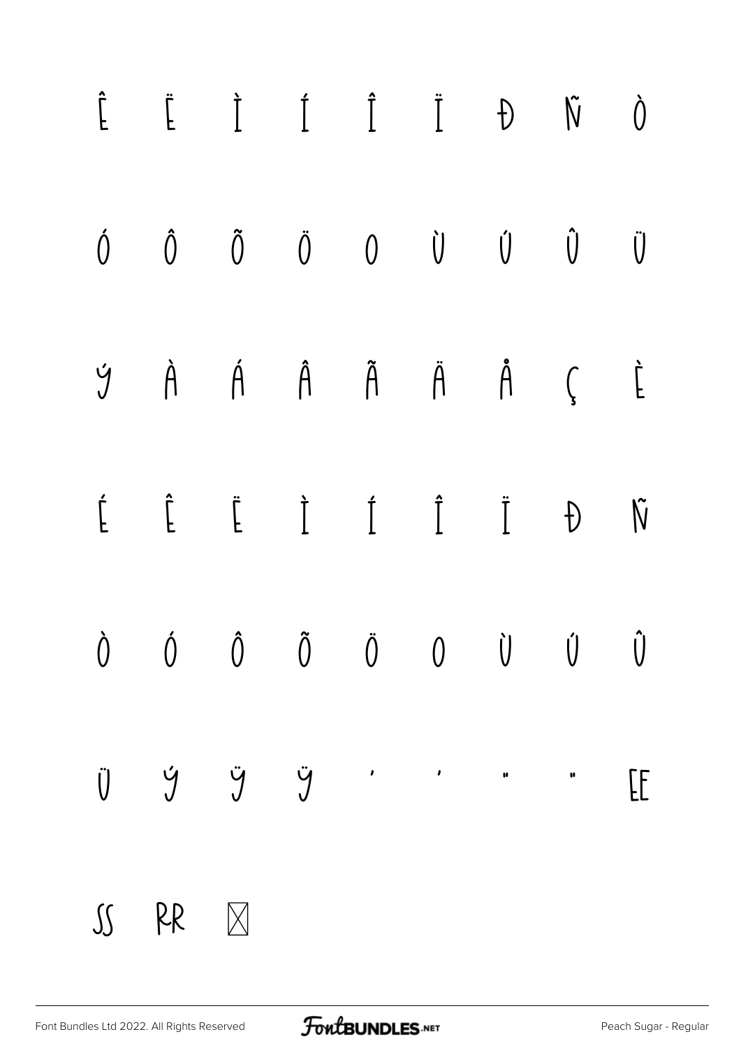Ê Ë Ì Í Î Ï Ð Ñ Ò

Ó Ô Õ Ö Ø Ù Ú Û Ü

ý À Á Â Ã Ä Å Ç È

É Ê Ë Ì Í Î Ï Ð Ñ

Ò Ó Ô Õ Ö Ø Ù Ú Û

Ü Ý Ÿ ÿ ' ' " " EE

SS RR ⊠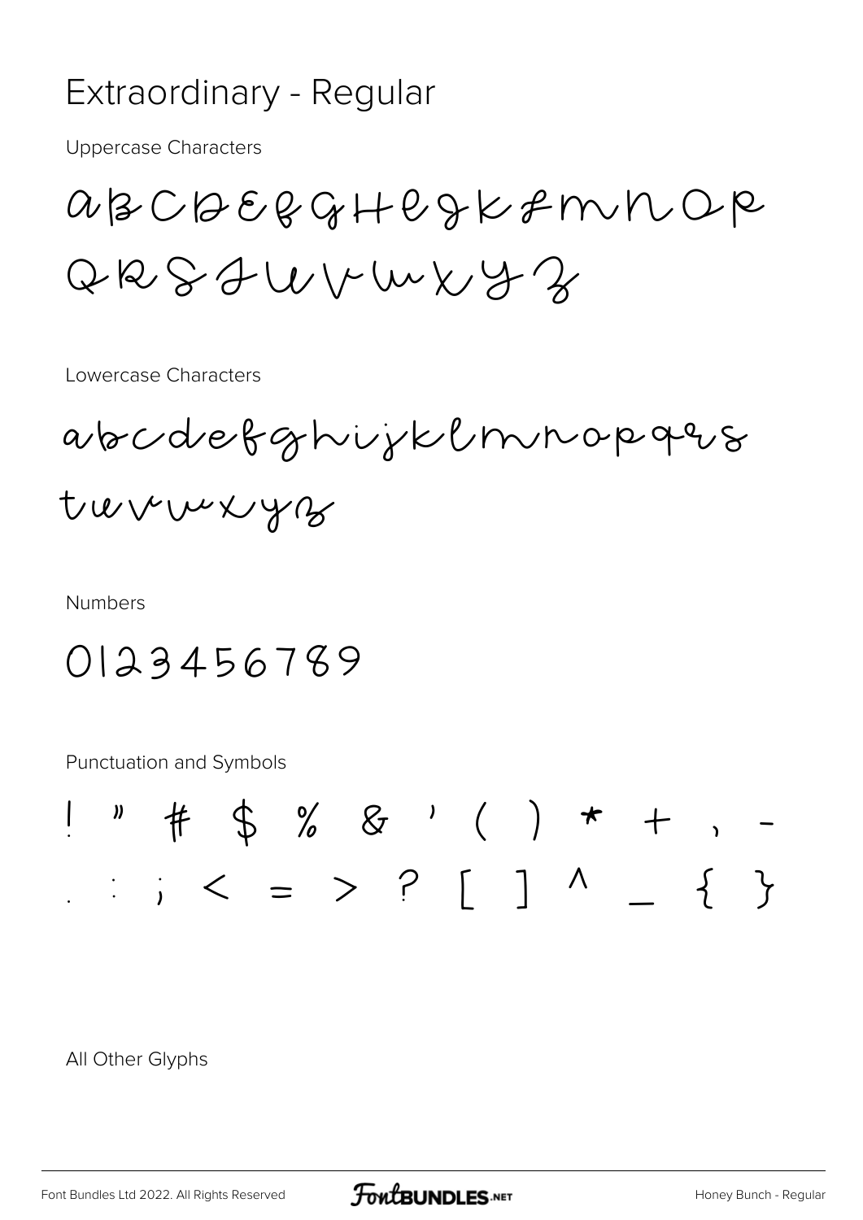# Extraordinary - Regular

Uppercase Characters

ABCDEFGHIJKLMNOP
QRSTUVWXYZ

Lowercase Characters

abcdefghijklmnopqrs
tuvwxyz

Numbers

0123456789

Punctuation and Symbols

! " # $ % & ' ( ) * + , -
. : ; < = > ? [ ] ^ _ { }

All Other Glyphs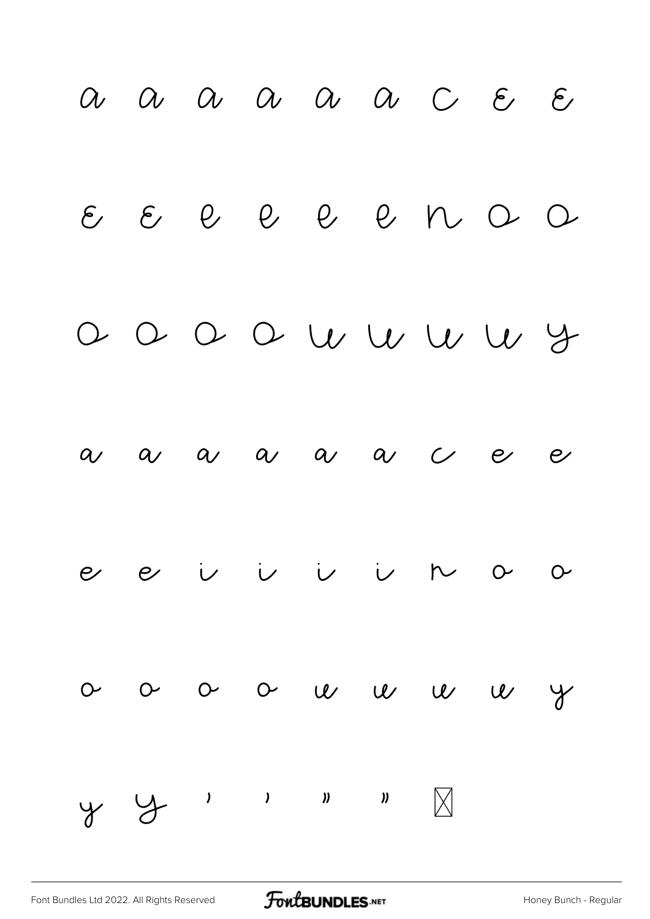a a a a a a c ε ε

ε ε e e e e n o o

o o o o u u u u y

a a a a a a c e e

e e i i i i n o o

o o o o u u u u y

y y ' ' " " ☒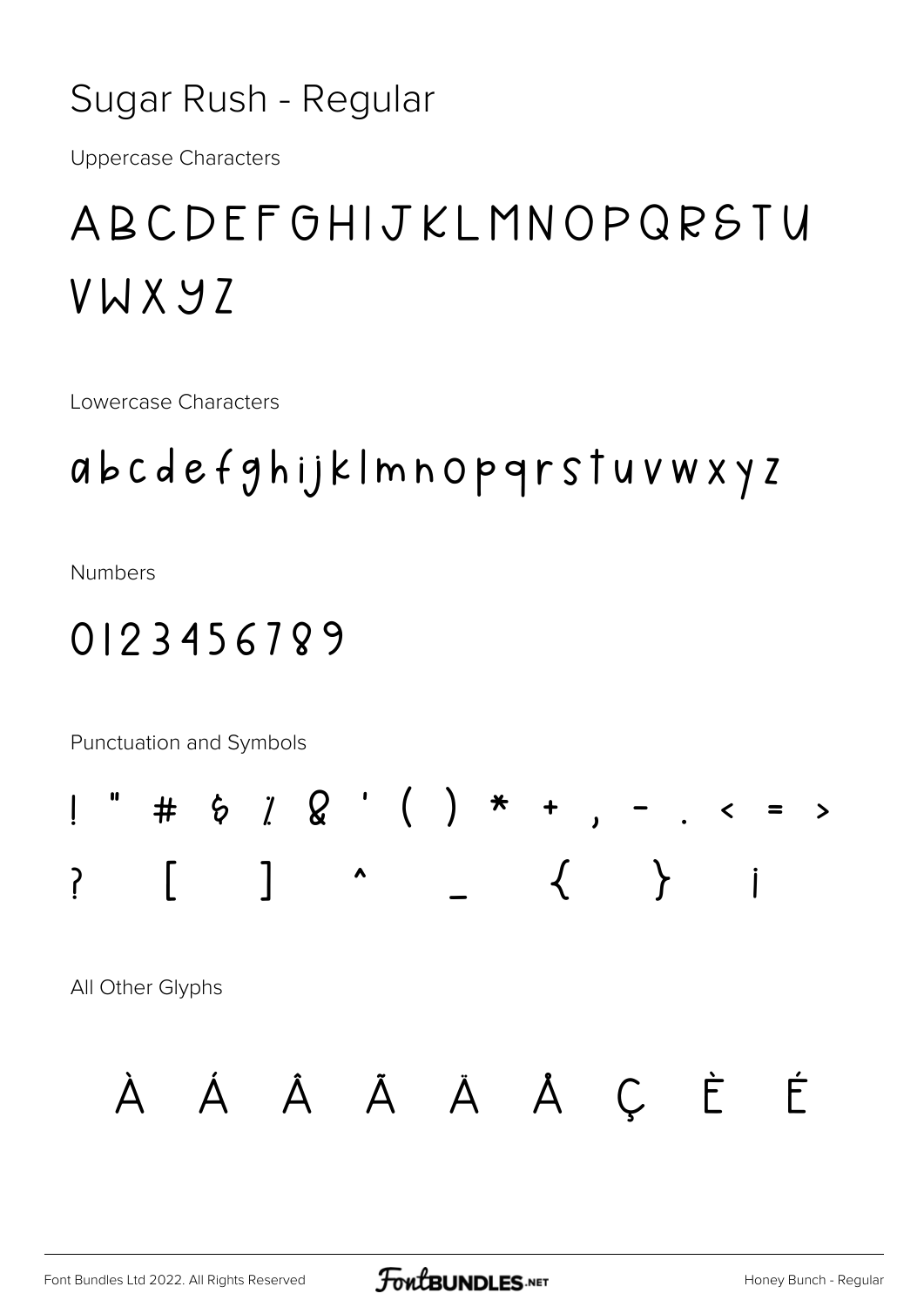# Sugar Rush - Regular

Uppercase Characters

ABCDEFGHIJKLMNOPQRSTU VWXYZ

Lowercase Characters

abcdefghijklmnopqrstuvwxyz

Numbers

0123456789

Punctuation and Symbols

! " # $ % & ' ( ) * + , - . < = > ? [ ] ^ _ { } ¡

All Other Glyphs

À Á Â Ã Ä Å Ç È É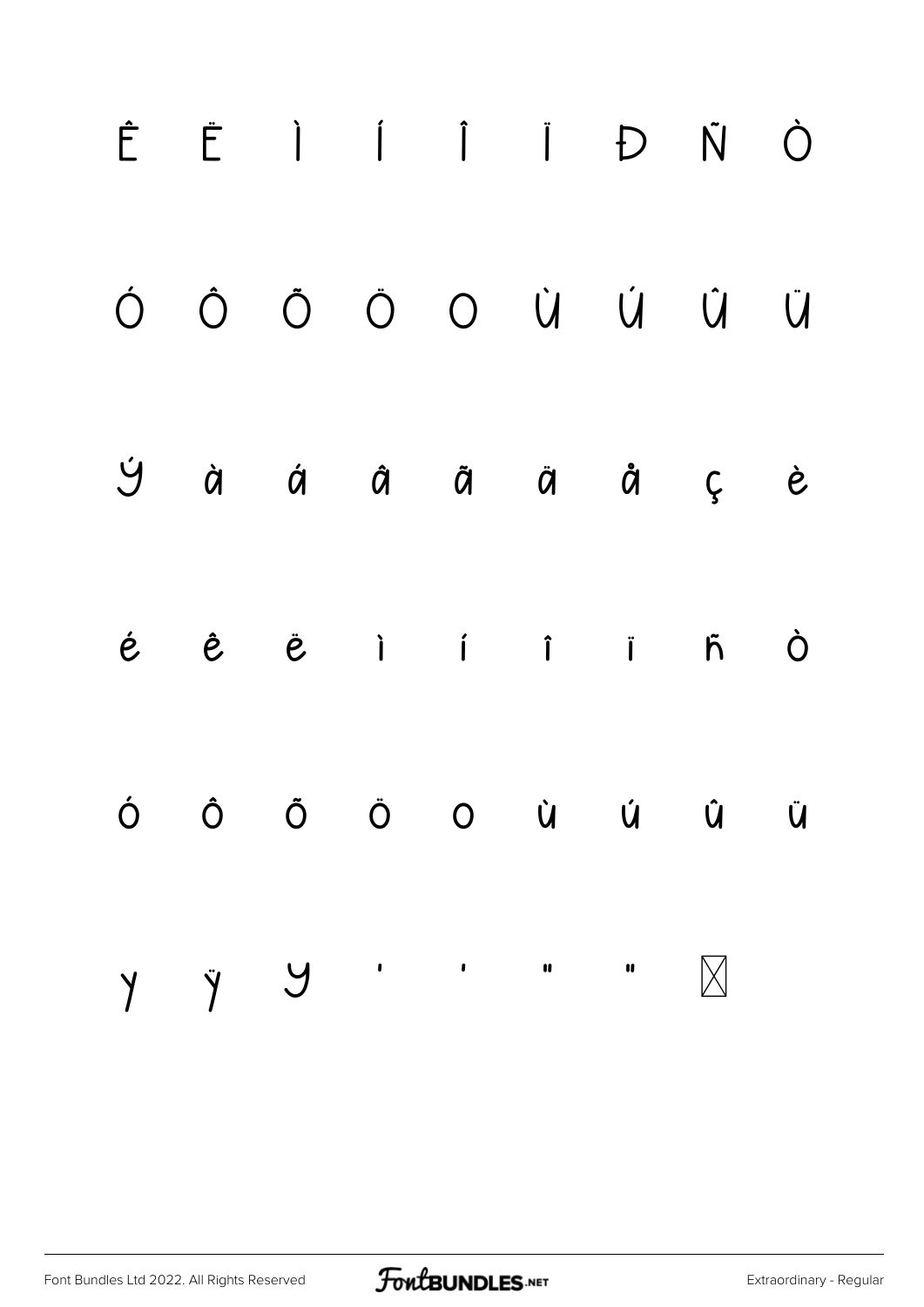Ê Ë Ì Í Î Ï Đ Ñ Ò

Ó Ô Õ Ö Ø Ù Ú Û Ü

Ý à á â ã ä å ç è

é ê ë ì í î ï ñ ò

ó ô õ ö ø ù ú û ü

ý ÿ ÿ ' ' " " ⊠